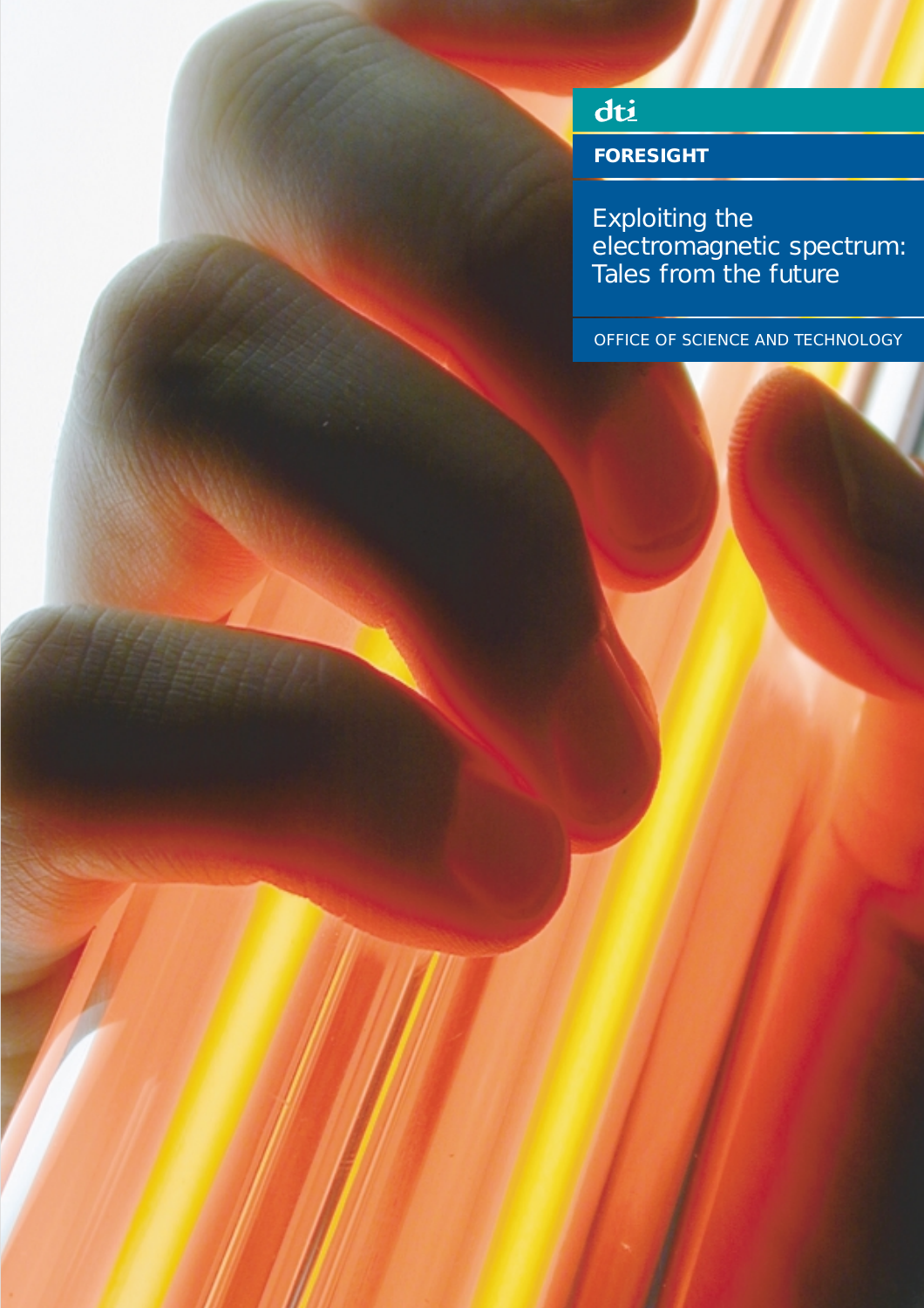dti

FORESIGHT

# Exploiting the electromagnetic spectrum: Tales from the future

OFFICE OF SCIENCE AND TECHNOLOGY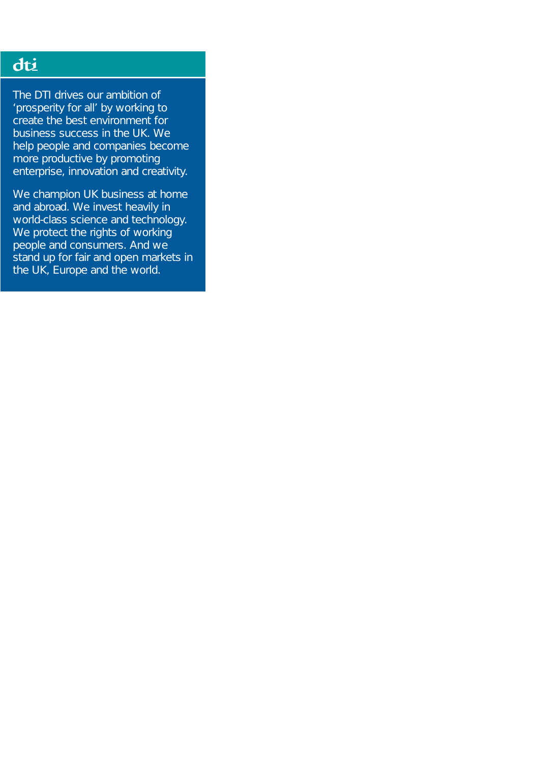dti

The DTI drives our ambition of 'prosperity for all' by working to create the best environment for business success in the UK. We help people and companies become more productive by promoting enterprise, innovation and creativity.

We champion UK business at home and abroad. We invest heavily in world-class science and technology. We protect the rights of working people and consumers. And we stand up for fair and open markets in the UK, Europe and the world.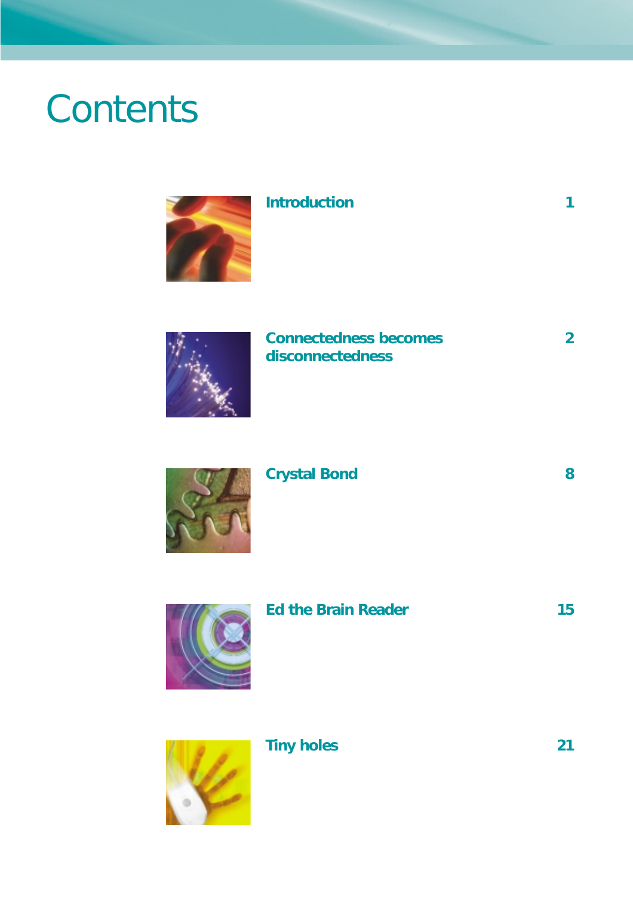# Contents

| | |
|---|---|
| **Introduction** | **1** |
| **Connectedness becomes disconnectedness** | **2** |
| **Crystal Bond** | **8** |
| **Ed the Brain Reader** | **15** |
| **Tiny holes** | **21** |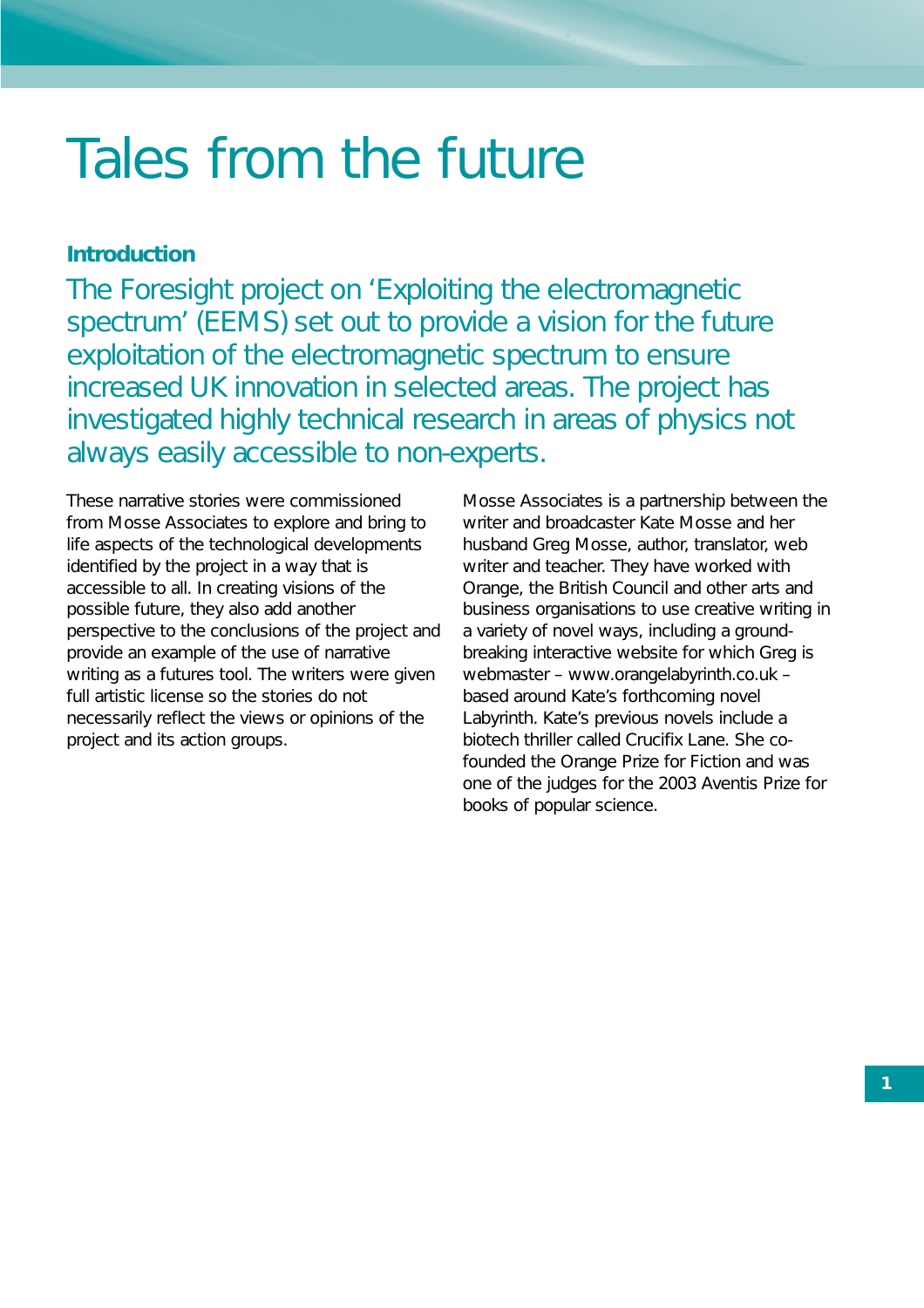# Tales from the future

## Introduction

The Foresight project on 'Exploiting the electromagnetic spectrum' (EEMS) set out to provide a vision for the future exploitation of the electromagnetic spectrum to ensure increased UK innovation in selected areas. The project has investigated highly technical research in areas of physics not always easily accessible to non-experts.

These narrative stories were commissioned from Mosse Associates to explore and bring to life aspects of the technological developments identified by the project in a way that is accessible to all. In creating visions of the possible future, they also add another perspective to the conclusions of the project and provide an example of the use of narrative writing as a futures tool. The writers were given full artistic license so the stories do not necessarily reflect the views or opinions of the project and its action groups.

Mosse Associates is a partnership between the writer and broadcaster Kate Mosse and her husband Greg Mosse, author, translator, web writer and teacher. They have worked with Orange, the British Council and other arts and business organisations to use creative writing in a variety of novel ways, including a ground-breaking interactive website for which Greg is webmaster – www.orangelabyrinth.co.uk – based around Kate's forthcoming novel Labyrinth. Kate's previous novels include a biotech thriller called Crucifix Lane. She co-founded the Orange Prize for Fiction and was one of the judges for the 2003 Aventis Prize for books of popular science.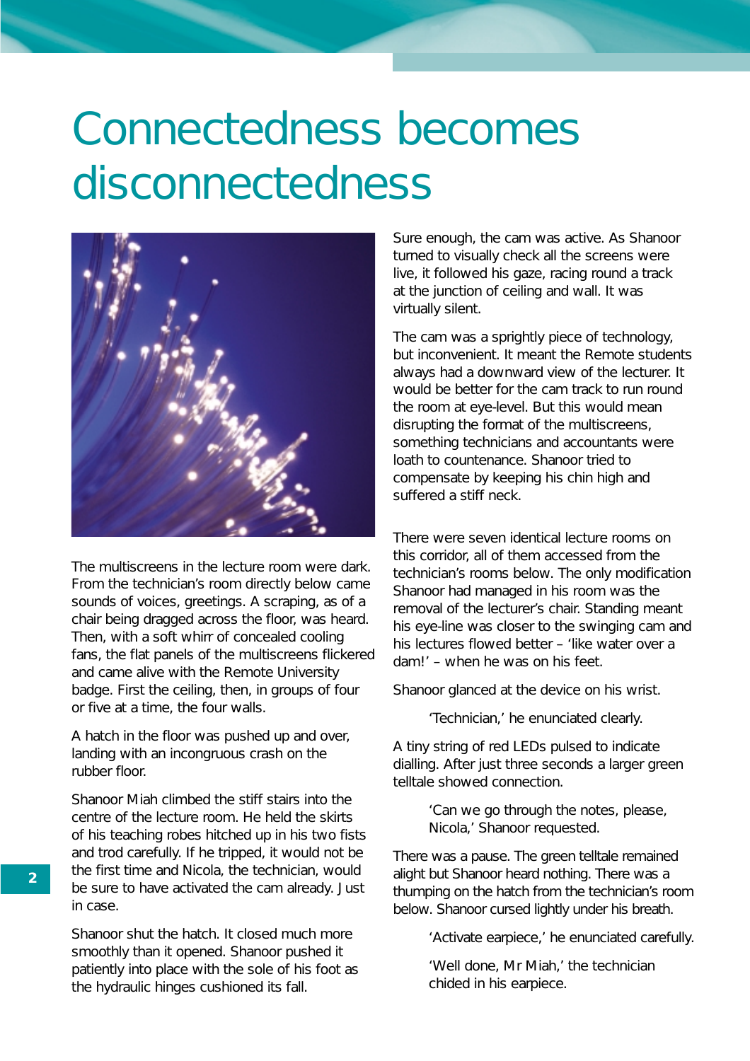# Connectedness becomes disconnectedness

The multiscreens in the lecture room were dark. From the technician's room directly below came sounds of voices, greetings. A scraping, as of a chair being dragged across the floor, was heard. Then, with a soft whirr of concealed cooling fans, the flat panels of the multiscreens flickered and came alive with the Remote University badge. First the ceiling, then, in groups of four or five at a time, the four walls.

A hatch in the floor was pushed up and over, landing with an incongruous crash on the rubber floor.

Shanoor Miah climbed the stiff stairs into the centre of the lecture room. He held the skirts of his teaching robes hitched up in his two fists and trod carefully. If he tripped, it would not be the first time and Nicola, the technician, would be sure to have activated the cam already. Just in case.

Shanoor shut the hatch. It closed much more smoothly than it opened. Shanoor pushed it patiently into place with the sole of his foot as the hydraulic hinges cushioned its fall.

Sure enough, the cam was active. As Shanoor turned to visually check all the screens were live, it followed his gaze, racing round a track at the junction of ceiling and wall. It was virtually silent.

The cam was a sprightly piece of technology, but inconvenient. It meant the Remote students always had a downward view of the lecturer. It would be better for the cam track to run round the room at eye-level. But this would mean disrupting the format of the multiscreens, something technicians and accountants were loath to countenance. Shanoor tried to compensate by keeping his chin high and suffered a stiff neck.

There were seven identical lecture rooms on this corridor, all of them accessed from the technician's rooms below. The only modification Shanoor had managed in his room was the removal of the lecturer's chair. Standing meant his eye-line was closer to the swinging cam and his lectures flowed better – 'like water over a dam!' – when he was on his feet.

Shanoor glanced at the device on his wrist.

> 'Technician,' he enunciated clearly.

A tiny string of red LEDs pulsed to indicate dialling. After just three seconds a larger green telltale showed connection.

> 'Can we go through the notes, please, Nicola,' Shanoor requested.

There was a pause. The green telltale remained alight but Shanoor heard nothing. There was a thumping on the hatch from the technician's room below. Shanoor cursed lightly under his breath.

> 'Activate earpiece,' he enunciated carefully.

> 'Well done, Mr Miah,' the technician chided in his earpiece.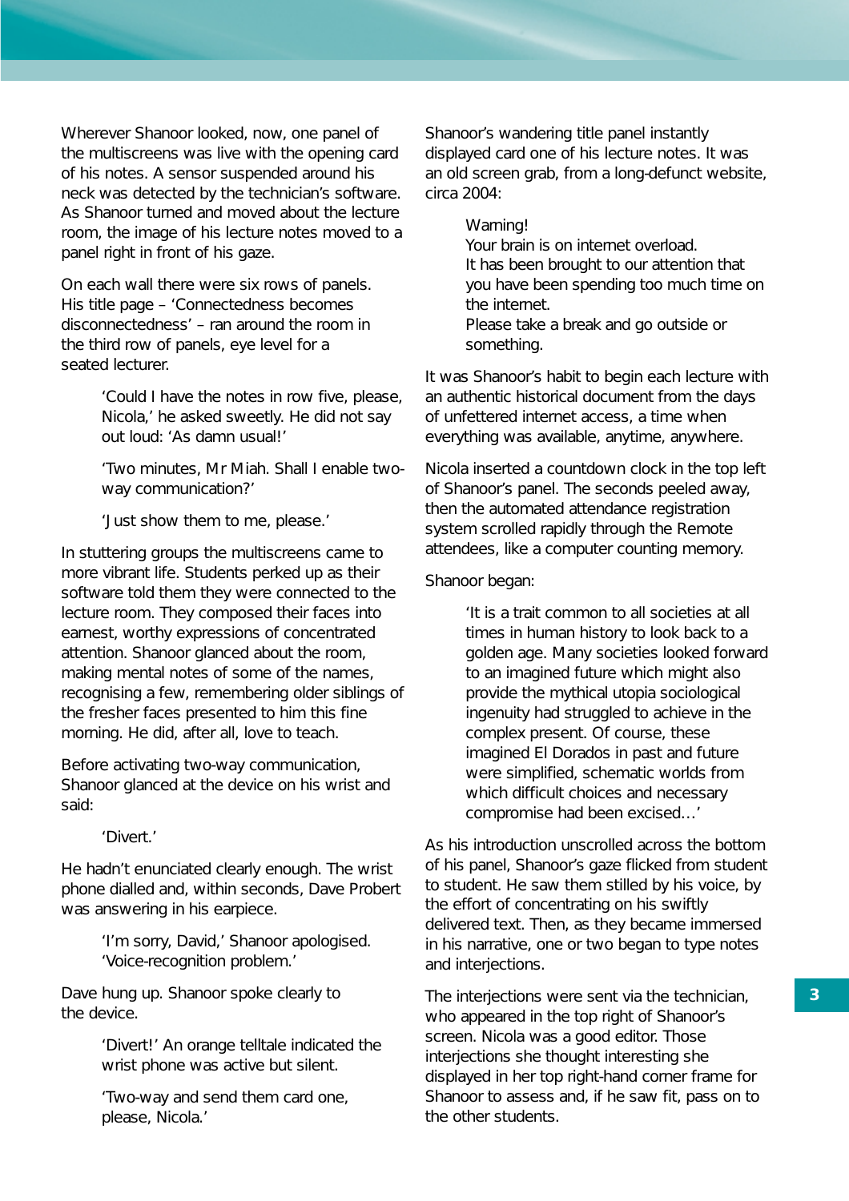Wherever Shanoor looked, now, one panel of the multiscreens was live with the opening card of his notes. A sensor suspended around his neck was detected by the technician's software. As Shanoor turned and moved about the lecture room, the image of his lecture notes moved to a panel right in front of his gaze.

On each wall there were six rows of panels. His title page – 'Connectedness becomes disconnectedness' – ran around the room in the third row of panels, eye level for a seated lecturer.

> 'Could I have the notes in row five, please, Nicola,' he asked sweetly. He did not say out loud: 'As damn usual!'
>
> 'Two minutes, Mr Miah. Shall I enable two-way communication?'
>
> 'Just show them to me, please.'

In stuttering groups the multiscreens came to more vibrant life. Students perked up as their software told them they were connected to the lecture room. They composed their faces into earnest, worthy expressions of concentrated attention. Shanoor glanced about the room, making mental notes of some of the names, recognising a few, remembering older siblings of the fresher faces presented to him this fine morning. He did, after all, love to teach.

Before activating two-way communication, Shanoor glanced at the device on his wrist and said:

> 'Divert.'

He hadn't enunciated clearly enough. The wrist phone dialled and, within seconds, Dave Probert was answering in his earpiece.

> 'I'm sorry, David,' Shanoor apologised. 'Voice-recognition problem.'

Dave hung up. Shanoor spoke clearly to the device.

> 'Divert!' An orange telltale indicated the wrist phone was active but silent.
>
> 'Two-way and send them card one, please, Nicola.'

Shanoor's wandering title panel instantly displayed card one of his lecture notes. It was an old screen grab, from a long-defunct website, circa 2004:

> Warning!
> Your brain is on internet overload.
> It has been brought to our attention that you have been spending too much time on the internet.
> Please take a break and go outside or something.

It was Shanoor's habit to begin each lecture with an authentic historical document from the days of unfettered internet access, a time when everything was available, anytime, anywhere.

Nicola inserted a countdown clock in the top left of Shanoor's panel. The seconds peeled away, then the automated attendance registration system scrolled rapidly through the Remote attendees, like a computer counting memory.

Shanoor began:

> 'It is a trait common to all societies at all times in human history to look back to a golden age. Many societies looked forward to an imagined future which might also provide the mythical utopia sociological ingenuity had struggled to achieve in the complex present. Of course, these imagined El Dorados in past and future were simplified, schematic worlds from which difficult choices and necessary compromise had been excised…'

As his introduction unscrolled across the bottom of his panel, Shanoor's gaze flicked from student to student. He saw them stilled by his voice, by the effort of concentrating on his swiftly delivered text. Then, as they became immersed in his narrative, one or two began to type notes and interjections.

The interjections were sent via the technician, who appeared in the top right of Shanoor's screen. Nicola was a good editor. Those interjections she thought interesting she displayed in her top right-hand corner frame for Shanoor to assess and, if he saw fit, pass on to the other students.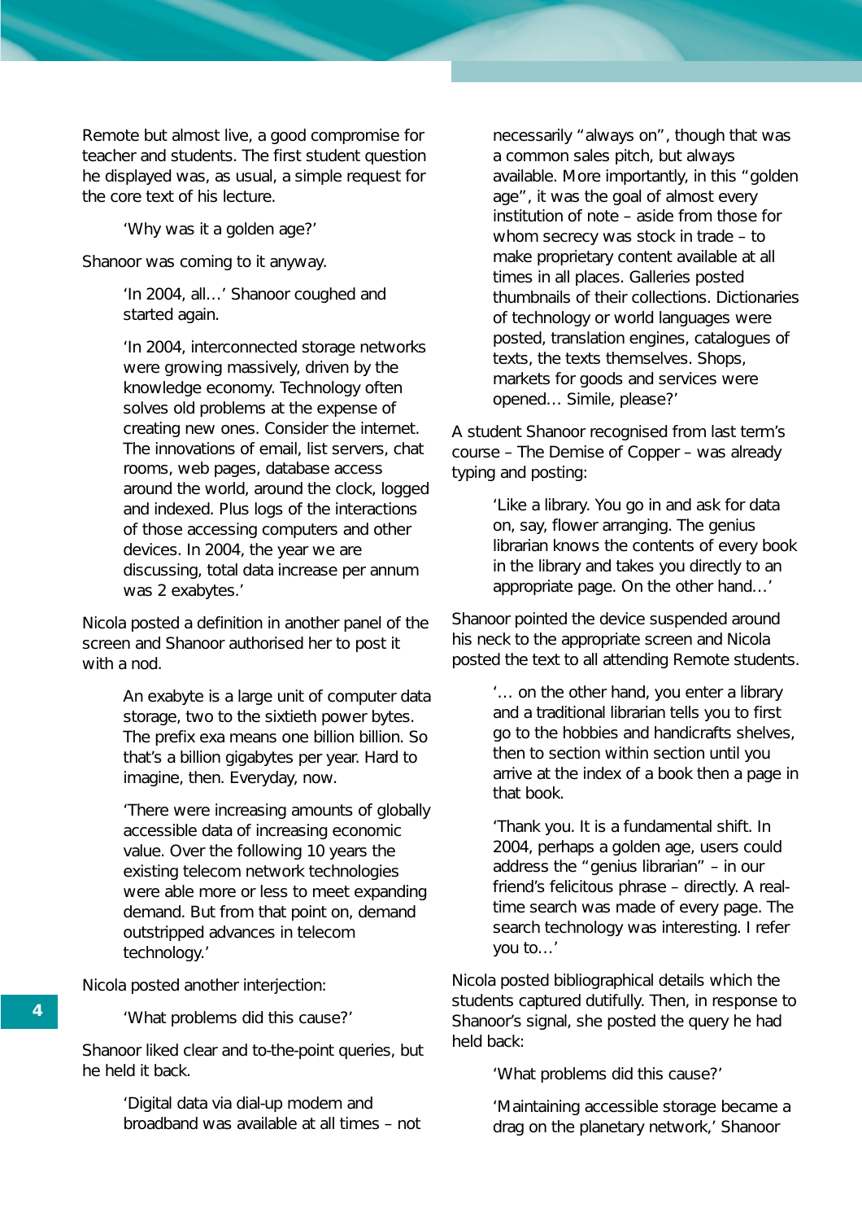Remote but almost live, a good compromise for teacher and students. The first student question he displayed was, as usual, a simple request for the core text of his lecture.

> 'Why was it a golden age?'

Shanoor was coming to it anyway.

> 'In 2004, all…' Shanoor coughed and started again.
>
> 'In 2004, interconnected storage networks were growing massively, driven by the knowledge economy. Technology often solves old problems at the expense of creating new ones. Consider the internet. The innovations of email, list servers, chat rooms, web pages, database access around the world, around the clock, logged and indexed. Plus logs of the interactions of those accessing computers and other devices. In 2004, the year we are discussing, total data increase per annum was 2 exabytes.'

Nicola posted a definition in another panel of the screen and Shanoor authorised her to post it with a nod.

> An exabyte is a large unit of computer data storage, two to the sixtieth power bytes. The prefix exa means one billion billion. So that's a billion gigabytes per year. Hard to imagine, then. Everyday, now.
>
> 'There were increasing amounts of globally accessible data of increasing economic value. Over the following 10 years the existing telecom network technologies were able more or less to meet expanding demand. But from that point on, demand outstripped advances in telecom technology.'

Nicola posted another interjection:

> 'What problems did this cause?'

Shanoor liked clear and to-the-point queries, but he held it back.

> 'Digital data via dial-up modem and broadband was available at all times – not necessarily "always on", though that was a common sales pitch, but always available. More importantly, in this "golden age", it was the goal of almost every institution of note – aside from those for whom secrecy was stock in trade – to make proprietary content available at all times in all places. Galleries posted thumbnails of their collections. Dictionaries of technology or world languages were posted, translation engines, catalogues of texts, the texts themselves. Shops, markets for goods and services were opened… Simile, please?'

A student Shanoor recognised from last term's course – The Demise of Copper – was already typing and posting:

> 'Like a library. You go in and ask for data on, say, flower arranging. The genius librarian knows the contents of every book in the library and takes you directly to an appropriate page. On the other hand…'

Shanoor pointed the device suspended around his neck to the appropriate screen and Nicola posted the text to all attending Remote students.

> '… on the other hand, you enter a library and a traditional librarian tells you to first go to the hobbies and handicrafts shelves, then to section within section until you arrive at the index of a book then a page in that book.
>
> 'Thank you. It is a fundamental shift. In 2004, perhaps a golden age, users could address the "genius librarian" – in our friend's felicitous phrase – directly. A real-time search was made of every page. The search technology was interesting. I refer you to…'

Nicola posted bibliographical details which the students captured dutifully. Then, in response to Shanoor's signal, she posted the query he had held back:

> 'What problems did this cause?'
>
> 'Maintaining accessible storage became a drag on the planetary network,' Shanoor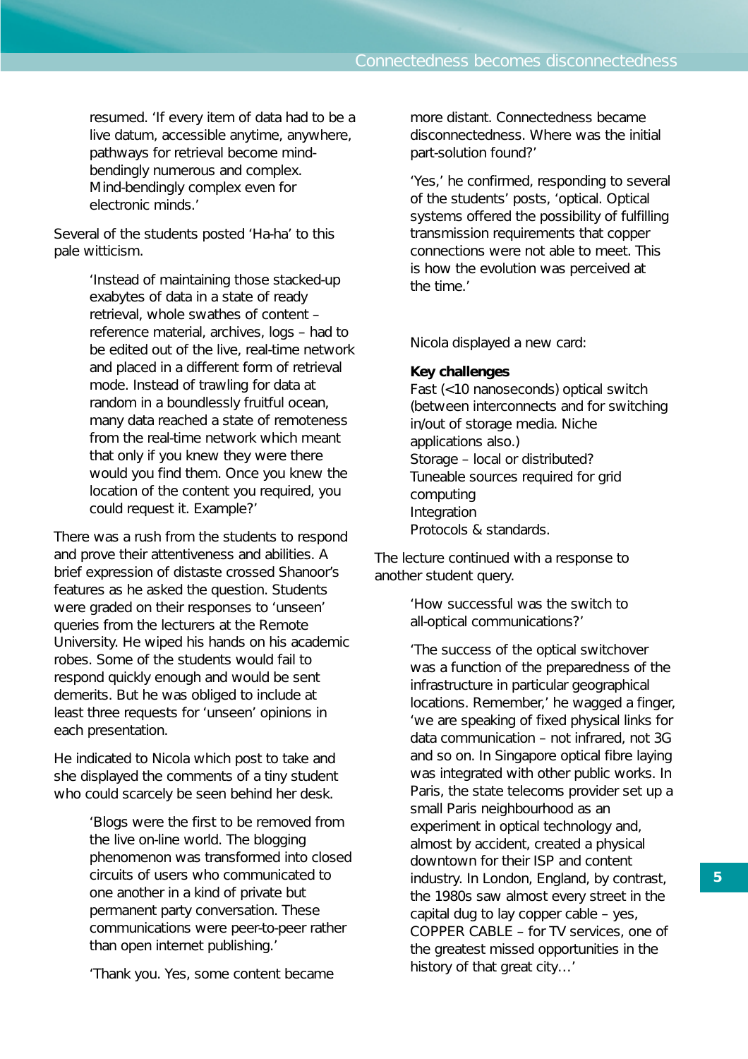resumed. 'If every item of data had to be a live datum, accessible anytime, anywhere, pathways for retrieval become mind-bendingly numerous and complex. Mind-bendingly complex even for electronic minds.'

Several of the students posted 'Ha-ha' to this pale witticism.

'Instead of maintaining those stacked-up exabytes of data in a state of ready retrieval, whole swathes of content – reference material, archives, logs – had to be edited out of the live, real-time network and placed in a different form of retrieval mode. Instead of trawling for data at random in a boundlessly fruitful ocean, many data reached a state of remoteness from the real-time network which meant that only if you knew they were there would you find them. Once you knew the location of the content you required, you could request it. Example?'

There was a rush from the students to respond and prove their attentiveness and abilities. A brief expression of distaste crossed Shanoor's features as he asked the question. Students were graded on their responses to 'unseen' queries from the lecturers at the Remote University. He wiped his hands on his academic robes. Some of the students would fail to respond quickly enough and would be sent demerits. But he was obliged to include at least three requests for 'unseen' opinions in each presentation.

He indicated to Nicola which post to take and she displayed the comments of a tiny student who could scarcely be seen behind her desk.

'Blogs were the first to be removed from the live on-line world. The blogging phenomenon was transformed into closed circuits of users who communicated to one another in a kind of private but permanent party conversation. These communications were peer-to-peer rather than open internet publishing.'

'Thank you. Yes, some content became more distant. Connectedness became disconnectedness. Where was the initial part-solution found?'

'Yes,' he confirmed, responding to several of the students' posts, 'optical. Optical systems offered the possibility of fulfilling transmission requirements that copper connections were not able to meet. This is how the evolution was perceived at the time.'

Nicola displayed a new card:

**Key challenges**
Fast (<10 nanoseconds) optical switch (between interconnects and for switching in/out of storage media. Niche applications also.)
Storage – local or distributed?
Tuneable sources required for grid computing
Integration
Protocols & standards.

The lecture continued with a response to another student query.

'How successful was the switch to all-optical communications?'

'The success of the optical switchover was a function of the preparedness of the infrastructure in particular geographical locations. Remember,' he wagged a finger, 'we are speaking of fixed physical links for data communication – not infrared, not 3G and so on. In Singapore optical fibre laying was integrated with other public works. In Paris, the state telecoms provider set up a small Paris neighbourhood as an experiment in optical technology and, almost by accident, created a physical downtown for their ISP and content industry. In London, England, by contrast, the 1980s saw almost every street in the capital dug to lay copper cable – yes, COPPER CABLE – for TV services, one of the greatest missed opportunities in the history of that great city…'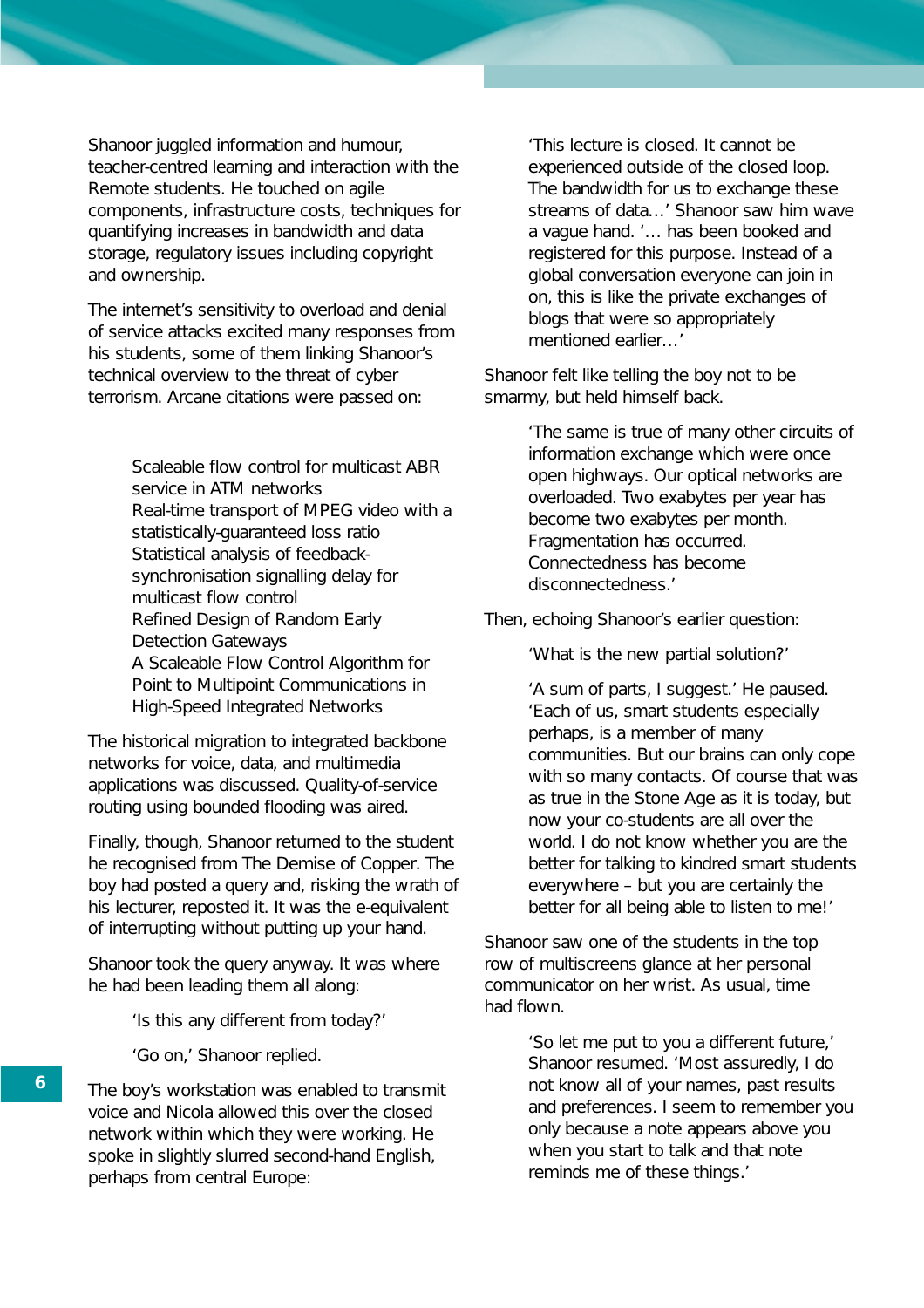Shanoor juggled information and humour, teacher-centred learning and interaction with the Remote students. He touched on agile components, infrastructure costs, techniques for quantifying increases in bandwidth and data storage, regulatory issues including copyright and ownership.

The internet's sensitivity to overload and denial of service attacks excited many responses from his students, some of them linking Shanoor's technical overview to the threat of cyber terrorism. Arcane citations were passed on:

> Scaleable flow control for multicast ABR service in ATM networks
> Real-time transport of MPEG video with a statistically-guaranteed loss ratio
> Statistical analysis of feedback-synchronisation signalling delay for multicast flow control
> Refined Design of Random Early Detection Gateways
> A Scaleable Flow Control Algorithm for Point to Multipoint Communications in High-Speed Integrated Networks

The historical migration to integrated backbone networks for voice, data, and multimedia applications was discussed. Quality-of-service routing using bounded flooding was aired.

Finally, though, Shanoor returned to the student he recognised from The Demise of Copper. The boy had posted a query and, risking the wrath of his lecturer, reposted it. It was the e-equivalent of interrupting without putting up your hand.

Shanoor took the query anyway. It was where he had been leading them all along:

> 'Is this any different from today?'
>
> 'Go on,' Shanoor replied.

The boy's workstation was enabled to transmit voice and Nicola allowed this over the closed network within which they were working. He spoke in slightly slurred second-hand English, perhaps from central Europe:

> 'This lecture is closed. It cannot be experienced outside of the closed loop. The bandwidth for us to exchange these streams of data…' Shanoor saw him wave a vague hand. '… has been booked and registered for this purpose. Instead of a global conversation everyone can join in on, this is like the private exchanges of blogs that were so appropriately mentioned earlier…'

Shanoor felt like telling the boy not to be smarmy, but held himself back.

> 'The same is true of many other circuits of information exchange which were once open highways. Our optical networks are overloaded. Two exabytes per year has become two exabytes per month. Fragmentation has occurred. Connectedness has become disconnectedness.'

Then, echoing Shanoor's earlier question:

> 'What is the new partial solution?'
>
> 'A sum of parts, I suggest.' He paused. 'Each of us, smart students especially perhaps, is a member of many communities. But our brains can only cope with so many contacts. Of course that was as true in the Stone Age as it is today, but now your co-students are all over the world. I do not know whether you are the better for talking to kindred smart students everywhere – but you are certainly the better for all being able to listen to me!'

Shanoor saw one of the students in the top row of multiscreens glance at her personal communicator on her wrist. As usual, time had flown.

> 'So let me put to you a different future,' Shanoor resumed. 'Most assuredly, I do not know all of your names, past results and preferences. I seem to remember you only because a note appears above you when you start to talk and that note reminds me of these things.'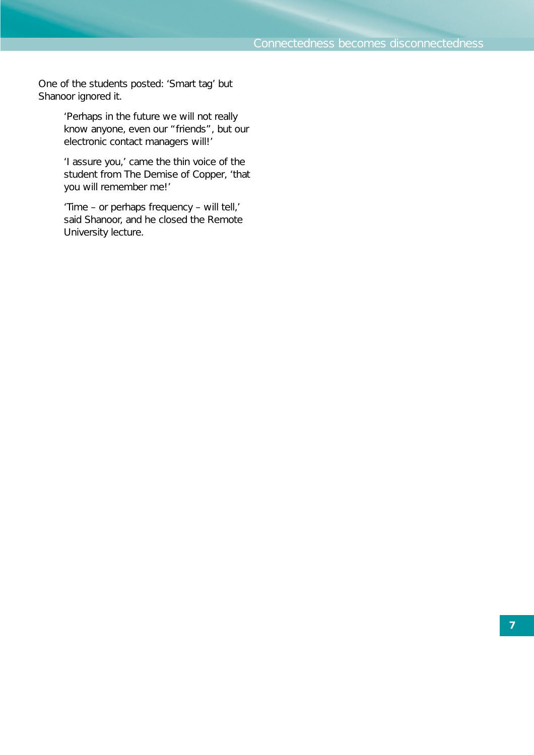One of the students posted: ‘Smart tag’ but Shanoor ignored it.

> ‘Perhaps in the future we will not really know anyone, even our “friends”, but our electronic contact managers will!’
>
> ‘I assure you,’ came the thin voice of the student from The Demise of Copper, ‘that you will remember me!’
>
> ‘Time – or perhaps frequency – will tell,’ said Shanoor, and he closed the Remote University lecture.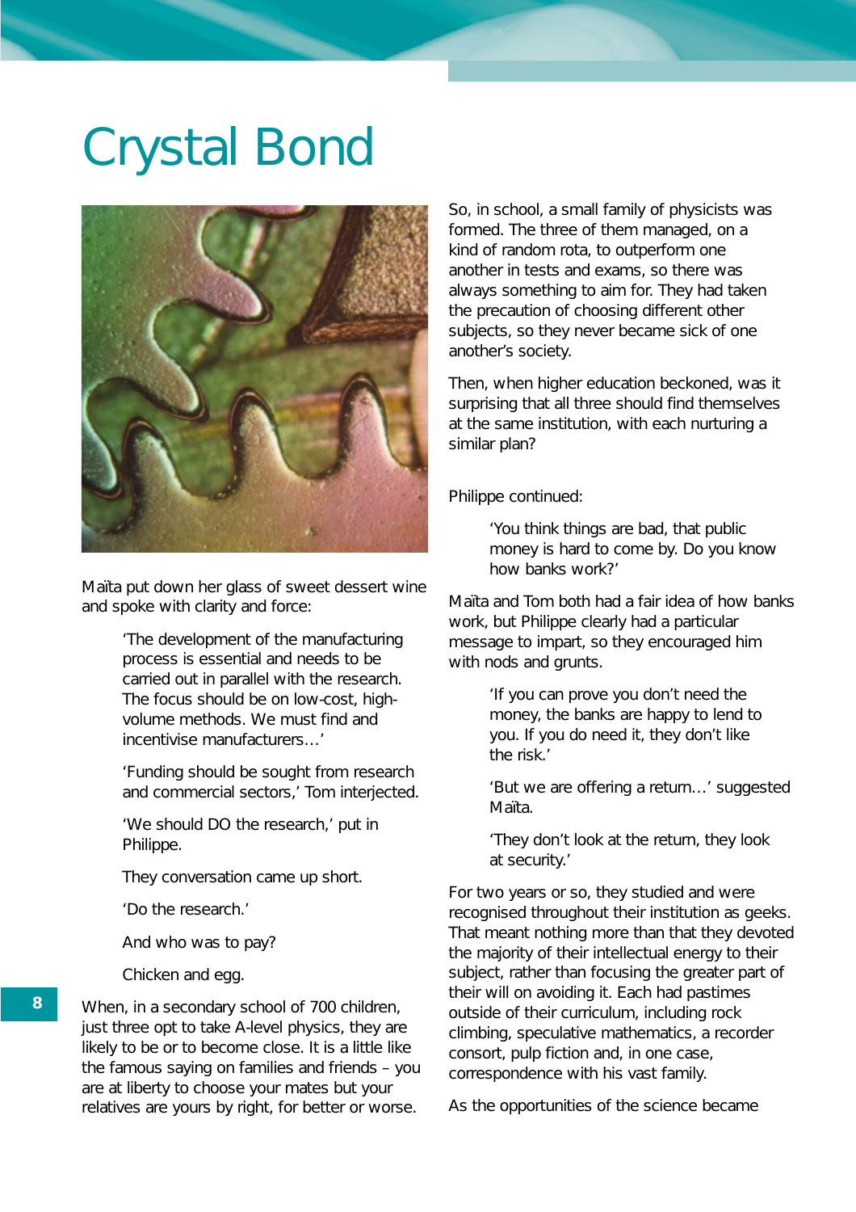# Crystal Bond

Maïta put down her glass of sweet dessert wine and spoke with clarity and force:

> 'The development of the manufacturing process is essential and needs to be carried out in parallel with the research. The focus should be on low-cost, high-volume methods. We must find and incentivise manufacturers…'
>
> 'Funding should be sought from research and commercial sectors,' Tom interjected.
>
> 'We should DO the research,' put in Philippe.
>
> They conversation came up short.
>
> 'Do the research.'
>
> And who was to pay?
>
> Chicken and egg.

When, in a secondary school of 700 children, just three opt to take A-level physics, they are likely to be or to become close. It is a little like the famous saying on families and friends – you are at liberty to choose your mates but your relatives are yours by right, for better or worse.

So, in school, a small family of physicists was formed. The three of them managed, on a kind of random rota, to outperform one another in tests and exams, so there was always something to aim for. They had taken the precaution of choosing different other subjects, so they never became sick of one another's society.

Then, when higher education beckoned, was it surprising that all three should find themselves at the same institution, with each nurturing a similar plan?

Philippe continued:

> 'You think things are bad, that public money is hard to come by. Do you know how banks work?'

Maïta and Tom both had a fair idea of how banks work, but Philippe clearly had a particular message to impart, so they encouraged him with nods and grunts.

> 'If you can prove you don't need the money, the banks are happy to lend to you. If you do need it, they don't like the risk.'
>
> 'But we are offering a return…' suggested Maïta.
>
> 'They don't look at the return, they look at security.'

For two years or so, they studied and were recognised throughout their institution as geeks. That meant nothing more than that they devoted the majority of their intellectual energy to their subject, rather than focusing the greater part of their will on avoiding it. Each had pastimes outside of their curriculum, including rock climbing, speculative mathematics, a recorder consort, pulp fiction and, in one case, correspondence with his vast family.

As the opportunities of the science became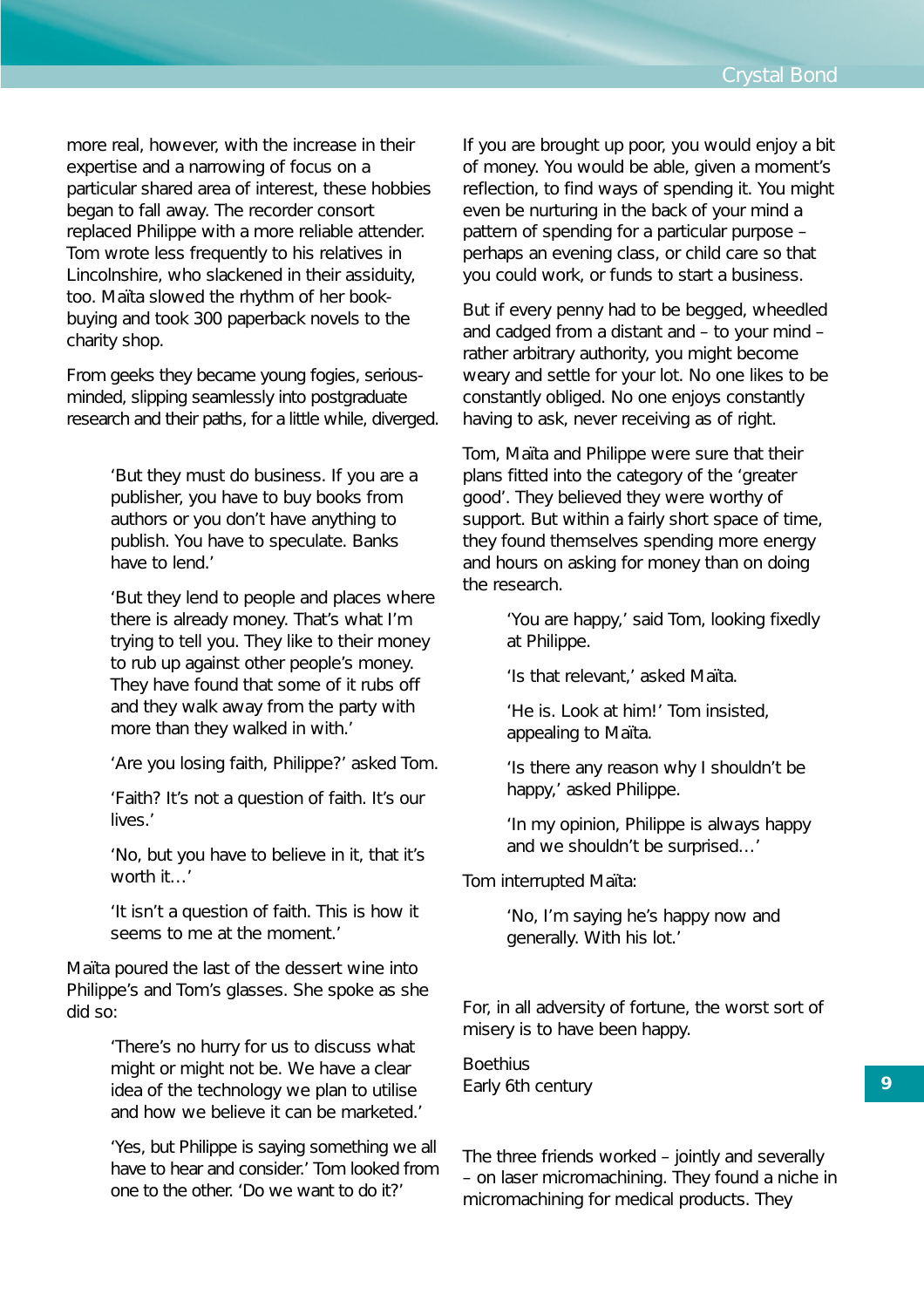more real, however, with the increase in their expertise and a narrowing of focus on a particular shared area of interest, these hobbies began to fall away. The recorder consort replaced Philippe with a more reliable attender. Tom wrote less frequently to his relatives in Lincolnshire, who slackened in their assiduity, too. Maïta slowed the rhythm of her book-buying and took 300 paperback novels to the charity shop.

From geeks they became young fogies, serious-minded, slipping seamlessly into postgraduate research and their paths, for a little while, diverged.

> 'But they must do business. If you are a publisher, you have to buy books from authors or you don't have anything to publish. You have to speculate. Banks have to lend.'
>
> 'But they lend to people and places where there is already money. That's what I'm trying to tell you. They like to their money to rub up against other people's money. They have found that some of it rubs off and they walk away from the party with more than they walked in with.'
>
> 'Are you losing faith, Philippe?' asked Tom.
>
> 'Faith? It's not a question of faith. It's our lives.'
>
> 'No, but you have to believe in it, that it's worth it…'
>
> 'It isn't a question of faith. This is how it seems to me at the moment.'

Maïta poured the last of the dessert wine into Philippe's and Tom's glasses. She spoke as she did so:

> 'There's no hurry for us to discuss what might or might not be. We have a clear idea of the technology we plan to utilise and how we believe it can be marketed.'
>
> 'Yes, but Philippe is saying something we all have to hear and consider.' Tom looked from one to the other. 'Do we want to do it?'

If you are brought up poor, you would enjoy a bit of money. You would be able, given a moment's reflection, to find ways of spending it. You might even be nurturing in the back of your mind a pattern of spending for a particular purpose – perhaps an evening class, or child care so that you could work, or funds to start a business.

But if every penny had to be begged, wheedled and cadged from a distant and – to your mind – rather arbitrary authority, you might become weary and settle for your lot. No one likes to be constantly obliged. No one enjoys constantly having to ask, never receiving as of right.

Tom, Maïta and Philippe were sure that their plans fitted into the category of the 'greater good'. They believed they were worthy of support. But within a fairly short space of time, they found themselves spending more energy and hours on asking for money than on doing the research.

> 'You are happy,' said Tom, looking fixedly at Philippe.
>
> 'Is that relevant,' asked Maïta.
>
> 'He is. Look at him!' Tom insisted, appealing to Maïta.
>
> 'Is there any reason why I shouldn't be happy,' asked Philippe.
>
> 'In my opinion, Philippe is always happy and we shouldn't be surprised…'

Tom interrupted Maïta:

> 'No, I'm saying he's happy now and generally. With his lot.'

For, in all adversity of fortune, the worst sort of misery is to have been happy.

Boethius
Early 6th century

The three friends worked – jointly and severally – on laser micromachining. They found a niche in micromachining for medical products. They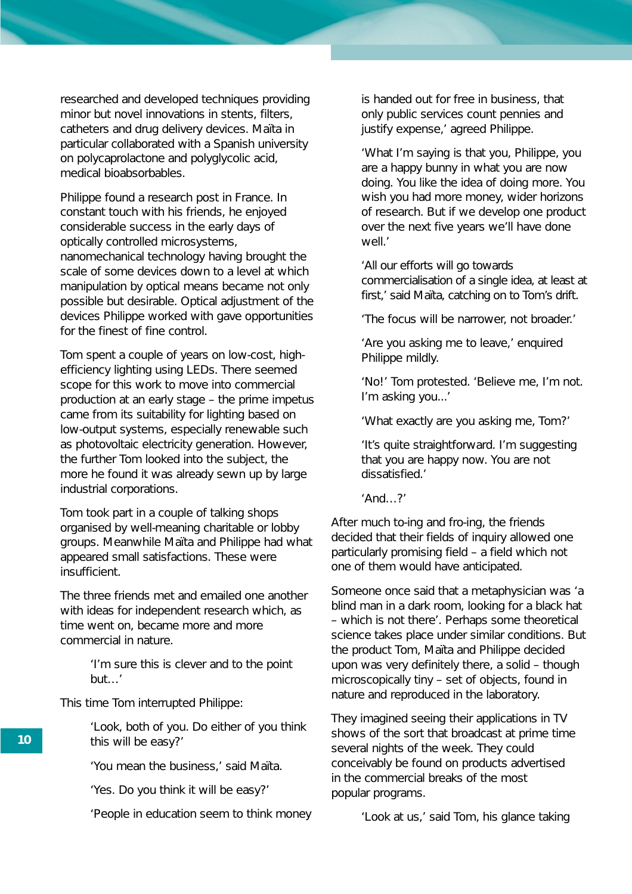researched and developed techniques providing minor but novel innovations in stents, filters, catheters and drug delivery devices. Maïta in particular collaborated with a Spanish university on polycaprolactone and polyglycolic acid, medical bioabsorbables.

Philippe found a research post in France. In constant touch with his friends, he enjoyed considerable success in the early days of optically controlled microsystems, nanomechanical technology having brought the scale of some devices down to a level at which manipulation by optical means became not only possible but desirable. Optical adjustment of the devices Philippe worked with gave opportunities for the finest of fine control.

Tom spent a couple of years on low-cost, high-efficiency lighting using LEDs. There seemed scope for this work to move into commercial production at an early stage – the prime impetus came from its suitability for lighting based on low-output systems, especially renewable such as photovoltaic electricity generation. However, the further Tom looked into the subject, the more he found it was already sewn up by large industrial corporations.

Tom took part in a couple of talking shops organised by well-meaning charitable or lobby groups. Meanwhile Maïta and Philippe had what appeared small satisfactions. These were insufficient.

The three friends met and emailed one another with ideas for independent research which, as time went on, became more and more commercial in nature.

> 'I'm sure this is clever and to the point but…'

This time Tom interrupted Philippe:

> 'Look, both of you. Do either of you think this will be easy?'
>
> 'You mean the business,' said Maïta.
>
> 'Yes. Do you think it will be easy?'
>
> 'People in education seem to think money is handed out for free in business, that only public services count pennies and justify expense,' agreed Philippe.
>
> 'What I'm saying is that you, Philippe, you are a happy bunny in what you are now doing. You like the idea of doing more. You wish you had more money, wider horizons of research. But if we develop one product over the next five years we'll have done well.'
>
> 'All our efforts will go towards commercialisation of a single idea, at least at first,' said Maïta, catching on to Tom's drift.
>
> 'The focus will be narrower, not broader.'
>
> 'Are you asking me to leave,' enquired Philippe mildly.
>
> 'No!' Tom protested. 'Believe me, I'm not. I'm asking you...'
>
> 'What exactly are you asking me, Tom?'
>
> 'It's quite straightforward. I'm suggesting that you are happy now. You are not dissatisfied.'
>
> 'And…?'

After much to-ing and fro-ing, the friends decided that their fields of inquiry allowed one particularly promising field – a field which not one of them would have anticipated.

Someone once said that a metaphysician was 'a blind man in a dark room, looking for a black hat – which is not there'. Perhaps some theoretical science takes place under similar conditions. But the product Tom, Maïta and Philippe decided upon was very definitely there, a solid – though microscopically tiny – set of objects, found in nature and reproduced in the laboratory.

They imagined seeing their applications in TV shows of the sort that broadcast at prime time several nights of the week. They could conceivably be found on products advertised in the commercial breaks of the most popular programs.

> 'Look at us,' said Tom, his glance taking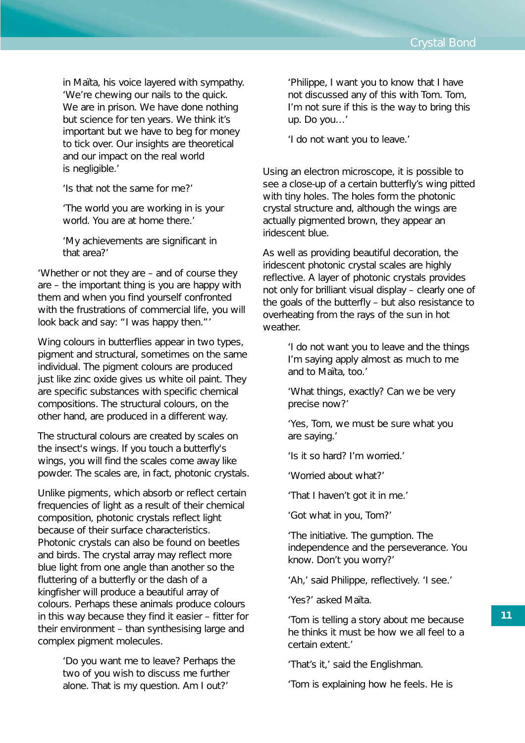in Maïta, his voice layered with sympathy. ‘We’re chewing our nails to the quick. We are in prison. We have done nothing but science for ten years. We think it’s important but we have to beg for money to tick over. Our insights are theoretical and our impact on the real world is negligible.’

‘Is that not the same for me?’

‘The world you are working in is your world. You are at home there.’

‘My achievements are significant in that area?’

‘Whether or not they are – and of course they are – the important thing is you are happy with them and when you find yourself confronted with the frustrations of commercial life, you will look back and say: “I was happy then.”’

Wing colours in butterflies appear in two types, pigment and structural, sometimes on the same individual. The pigment colours are produced just like zinc oxide gives us white oil paint. They are specific substances with specific chemical compositions. The structural colours, on the other hand, are produced in a different way.

The structural colours are created by scales on the insect's wings. If you touch a butterfly's wings, you will find the scales come away like powder. The scales are, in fact, photonic crystals.

Unlike pigments, which absorb or reflect certain frequencies of light as a result of their chemical composition, photonic crystals reflect light because of their surface characteristics. Photonic crystals can also be found on beetles and birds. The crystal array may reflect more blue light from one angle than another so the fluttering of a butterfly or the dash of a kingfisher will produce a beautiful array of colours. Perhaps these animals produce colours in this way because they find it easier – fitter for their environment – than synthesising large and complex pigment molecules.

‘Do you want me to leave? Perhaps the two of you wish to discuss me further alone. That is my question. Am I out?’

‘Philippe, I want you to know that I have not discussed any of this with Tom. Tom, I’m not sure if this is the way to bring this up. Do you…’

‘I do not want you to leave.’

Using an electron microscope, it is possible to see a close-up of a certain butterfly’s wing pitted with tiny holes. The holes form the photonic crystal structure and, although the wings are actually pigmented brown, they appear an iridescent blue.

As well as providing beautiful decoration, the iridescent photonic crystal scales are highly reflective. A layer of photonic crystals provides not only for brilliant visual display – clearly one of the goals of the butterfly – but also resistance to overheating from the rays of the sun in hot weather.

‘I do not want you to leave and the things I’m saying apply almost as much to me and to Maïta, too.’

‘What things, exactly? Can we be very precise now?’

‘Yes, Tom, we must be sure what you are saying.’

‘Is it so hard? I’m worried.’

‘Worried about what?’

‘That I haven’t got it in me.’

‘Got what in you, Tom?’

‘The initiative. The gumption. The independence and the perseverance. You know. Don’t you worry?’

‘Ah,’ said Philippe, reflectively. ‘I see.’

‘Yes?’ asked Maïta.

‘Tom is telling a story about me because he thinks it must be how we all feel to a certain extent.’

‘That’s it,’ said the Englishman.

‘Tom is explaining how he feels. He is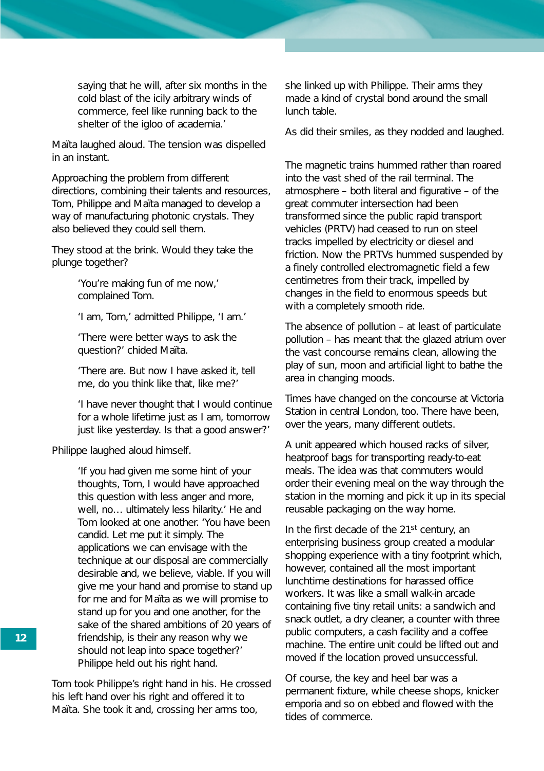saying that he will, after six months in the cold blast of the icily arbitrary winds of commerce, feel like running back to the shelter of the igloo of academia.'

Maïta laughed aloud. The tension was dispelled in an instant.

Approaching the problem from different directions, combining their talents and resources, Tom, Philippe and Maïta managed to develop a way of manufacturing photonic crystals. They also believed they could sell them.

They stood at the brink. Would they take the plunge together?

> 'You're making fun of me now,' complained Tom.
>
> 'I am, Tom,' admitted Philippe, 'I am.'
>
> 'There were better ways to ask the question?' chided Maïta.
>
> 'There are. But now I have asked it, tell me, do you think like that, like me?'
>
> 'I have never thought that I would continue for a whole lifetime just as I am, tomorrow just like yesterday. Is that a good answer?'

Philippe laughed aloud himself.

> 'If you had given me some hint of your thoughts, Tom, I would have approached this question with less anger and more, well, no… ultimately less hilarity.' He and Tom looked at one another. 'You have been candid. Let me put it simply. The applications we can envisage with the technique at our disposal are commercially desirable and, we believe, viable. If you will give me your hand and promise to stand up for me and for Maïta as we will promise to stand up for you and one another, for the sake of the shared ambitions of 20 years of friendship, is their any reason why we should not leap into space together?' Philippe held out his right hand.

Tom took Philippe's right hand in his. He crossed his left hand over his right and offered it to Maïta. She took it and, crossing her arms too, she linked up with Philippe. Their arms they made a kind of crystal bond around the small lunch table.

As did their smiles, as they nodded and laughed.

The magnetic trains hummed rather than roared into the vast shed of the rail terminal. The atmosphere – both literal and figurative – of the great commuter intersection had been transformed since the public rapid transport vehicles (PRTV) had ceased to run on steel tracks impelled by electricity or diesel and friction. Now the PRTVs hummed suspended by a finely controlled electromagnetic field a few centimetres from their track, impelled by changes in the field to enormous speeds but with a completely smooth ride.

The absence of pollution – at least of particulate pollution – has meant that the glazed atrium over the vast concourse remains clean, allowing the play of sun, moon and artificial light to bathe the area in changing moods.

Times have changed on the concourse at Victoria Station in central London, too. There have been, over the years, many different outlets.

A unit appeared which housed racks of silver, heatproof bags for transporting ready-to-eat meals. The idea was that commuters would order their evening meal on the way through the station in the morning and pick it up in its special reusable packaging on the way home.

In the first decade of the 21st century, an enterprising business group created a modular shopping experience with a tiny footprint which, however, contained all the most important lunchtime destinations for harassed office workers. It was like a small walk-in arcade containing five tiny retail units: a sandwich and snack outlet, a dry cleaner, a counter with three public computers, a cash facility and a coffee machine. The entire unit could be lifted out and moved if the location proved unsuccessful.

Of course, the key and heel bar was a permanent fixture, while cheese shops, knicker emporia and so on ebbed and flowed with the tides of commerce.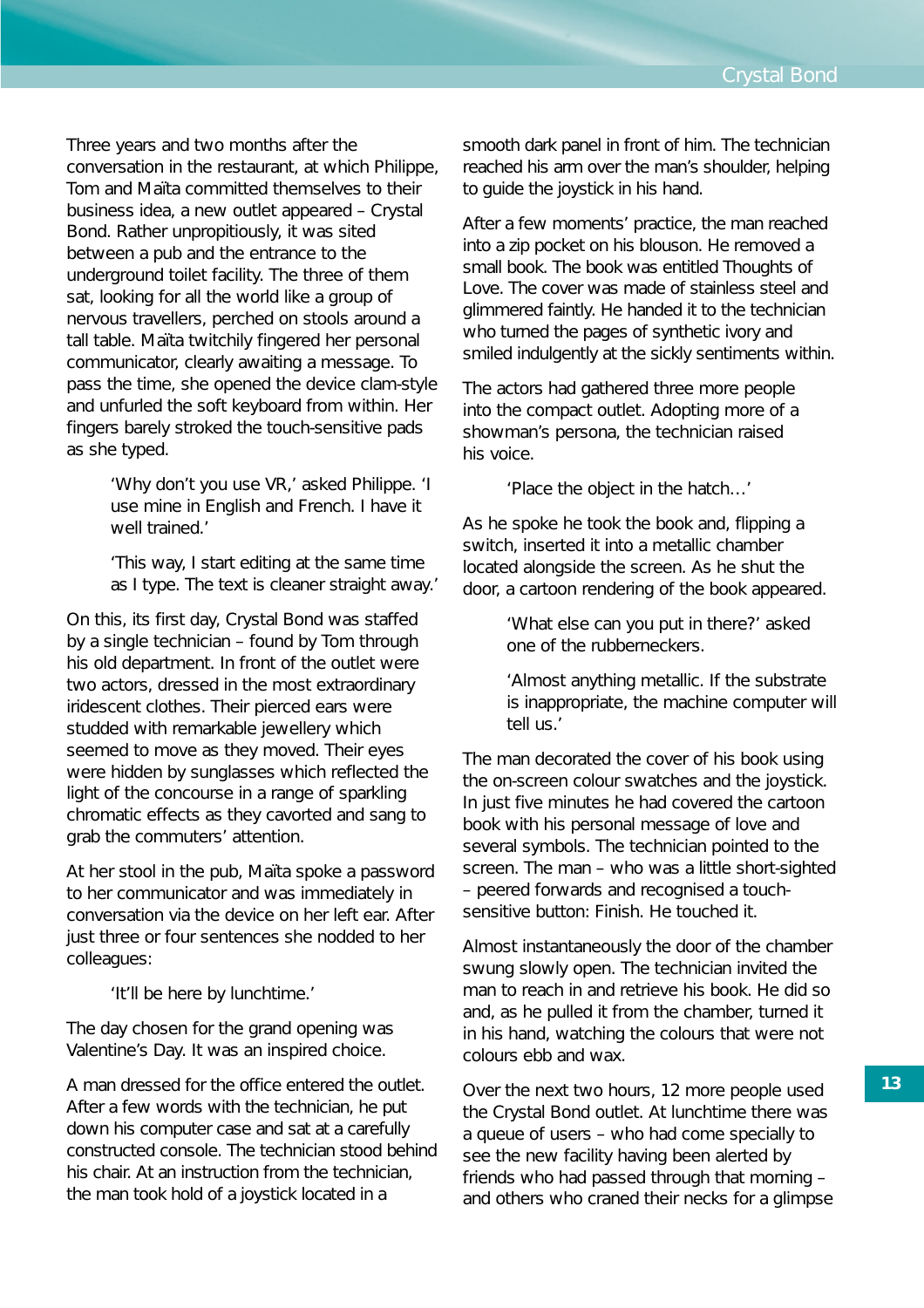Three years and two months after the conversation in the restaurant, at which Philippe, Tom and Maïta committed themselves to their business idea, a new outlet appeared – Crystal Bond. Rather unpropitiously, it was sited between a pub and the entrance to the underground toilet facility. The three of them sat, looking for all the world like a group of nervous travellers, perched on stools around a tall table. Maïta twitchily fingered her personal communicator, clearly awaiting a message. To pass the time, she opened the device clam-style and unfurled the soft keyboard from within. Her fingers barely stroked the touch-sensitive pads as she typed.

> 'Why don't you use VR,' asked Philippe. 'I use mine in English and French. I have it well trained.'
>
> 'This way, I start editing at the same time as I type. The text is cleaner straight away.'

On this, its first day, Crystal Bond was staffed by a single technician – found by Tom through his old department. In front of the outlet were two actors, dressed in the most extraordinary iridescent clothes. Their pierced ears were studded with remarkable jewellery which seemed to move as they moved. Their eyes were hidden by sunglasses which reflected the light of the concourse in a range of sparkling chromatic effects as they cavorted and sang to grab the commuters' attention.

At her stool in the pub, Maïta spoke a password to her communicator and was immediately in conversation via the device on her left ear. After just three or four sentences she nodded to her colleagues:

> 'It'll be here by lunchtime.'

The day chosen for the grand opening was Valentine's Day. It was an inspired choice.

A man dressed for the office entered the outlet. After a few words with the technician, he put down his computer case and sat at a carefully constructed console. The technician stood behind his chair. At an instruction from the technician, the man took hold of a joystick located in a smooth dark panel in front of him. The technician reached his arm over the man's shoulder, helping to guide the joystick in his hand.

After a few moments' practice, the man reached into a zip pocket on his blouson. He removed a small book. The book was entitled Thoughts of Love. The cover was made of stainless steel and glimmered faintly. He handed it to the technician who turned the pages of synthetic ivory and smiled indulgently at the sickly sentiments within.

The actors had gathered three more people into the compact outlet. Adopting more of a showman's persona, the technician raised his voice.

> 'Place the object in the hatch…'

As he spoke he took the book and, flipping a switch, inserted it into a metallic chamber located alongside the screen. As he shut the door, a cartoon rendering of the book appeared.

> 'What else can you put in there?' asked one of the rubberneckers.
>
> 'Almost anything metallic. If the substrate is inappropriate, the machine computer will tell us.'

The man decorated the cover of his book using the on-screen colour swatches and the joystick. In just five minutes he had covered the cartoon book with his personal message of love and several symbols. The technician pointed to the screen. The man – who was a little short-sighted – peered forwards and recognised a touch-sensitive button: Finish. He touched it.

Almost instantaneously the door of the chamber swung slowly open. The technician invited the man to reach in and retrieve his book. He did so and, as he pulled it from the chamber, turned it in his hand, watching the colours that were not colours ebb and wax.

Over the next two hours, 12 more people used the Crystal Bond outlet. At lunchtime there was a queue of users – who had come specially to see the new facility having been alerted by friends who had passed through that morning – and others who craned their necks for a glimpse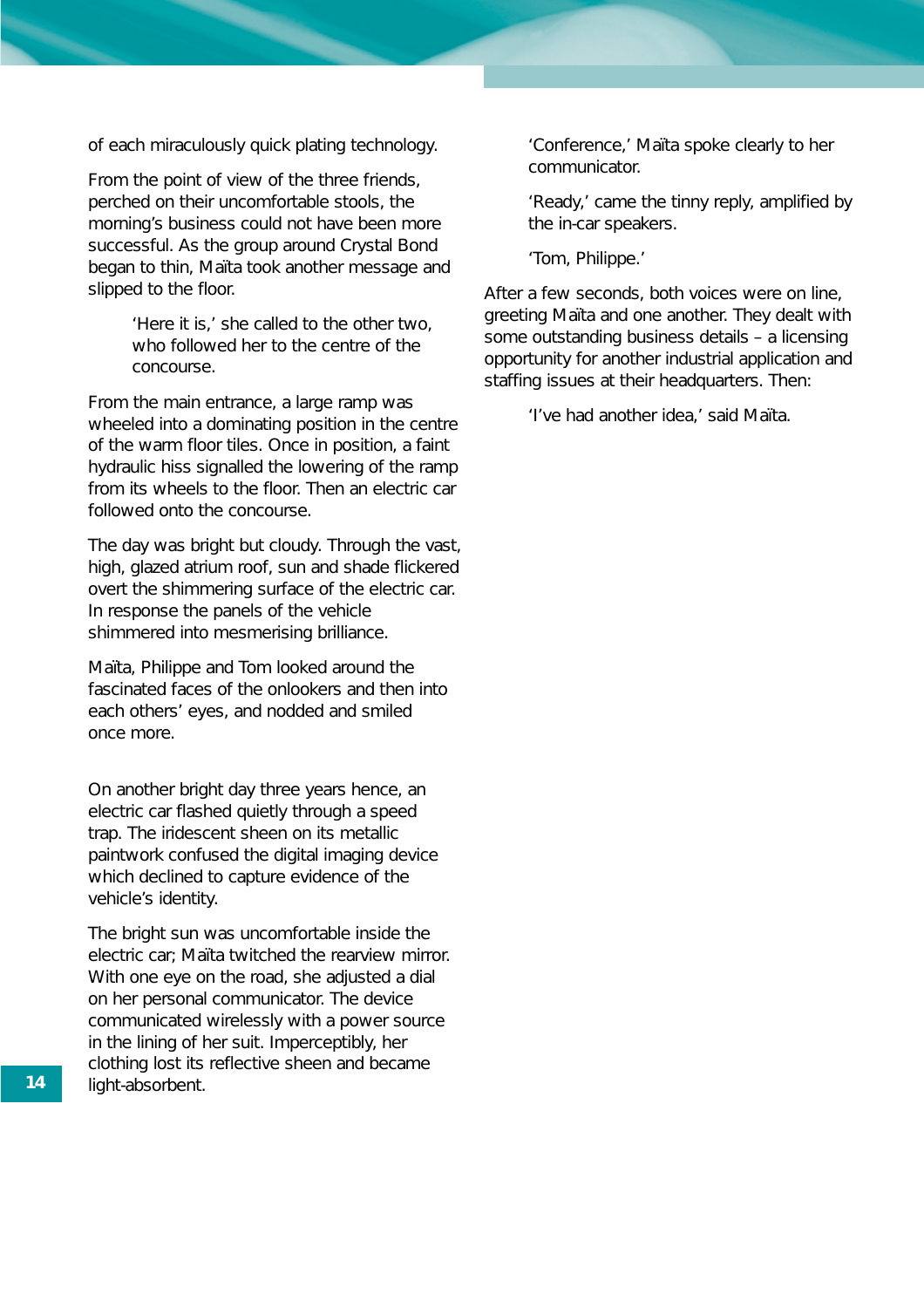of each miraculously quick plating technology.

From the point of view of the three friends, perched on their uncomfortable stools, the morning's business could not have been more successful. As the group around Crystal Bond began to thin, Maïta took another message and slipped to the floor.

'Here it is,' she called to the other two, who followed her to the centre of the concourse.

From the main entrance, a large ramp was wheeled into a dominating position in the centre of the warm floor tiles. Once in position, a faint hydraulic hiss signalled the lowering of the ramp from its wheels to the floor. Then an electric car followed onto the concourse.

The day was bright but cloudy. Through the vast, high, glazed atrium roof, sun and shade flickered overt the shimmering surface of the electric car. In response the panels of the vehicle shimmered into mesmerising brilliance.

Maïta, Philippe and Tom looked around the fascinated faces of the onlookers and then into each others' eyes, and nodded and smiled once more.

On another bright day three years hence, an electric car flashed quietly through a speed trap. The iridescent sheen on its metallic paintwork confused the digital imaging device which declined to capture evidence of the vehicle's identity.

The bright sun was uncomfortable inside the electric car; Maïta twitched the rearview mirror. With one eye on the road, she adjusted a dial on her personal communicator. The device communicated wirelessly with a power source in the lining of her suit. Imperceptibly, her clothing lost its reflective sheen and became light-absorbent.

'Conference,' Maïta spoke clearly to her communicator.

'Ready,' came the tinny reply, amplified by the in-car speakers.

'Tom, Philippe.'

After a few seconds, both voices were on line, greeting Maïta and one another. They dealt with some outstanding business details – a licensing opportunity for another industrial application and staffing issues at their headquarters. Then:

'I've had another idea,' said Maïta.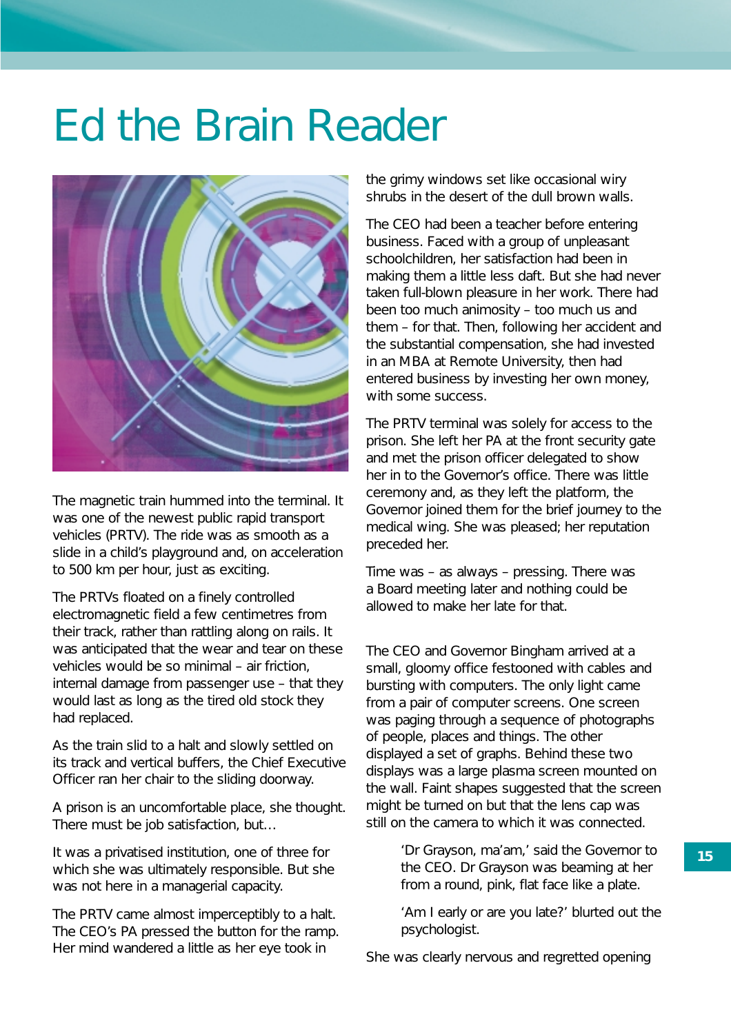# Ed the Brain Reader

The magnetic train hummed into the terminal. It was one of the newest public rapid transport vehicles (PRTV). The ride was as smooth as a slide in a child's playground and, on acceleration to 500 km per hour, just as exciting.

The PRTVs floated on a finely controlled electromagnetic field a few centimetres from their track, rather than rattling along on rails. It was anticipated that the wear and tear on these vehicles would be so minimal – air friction, internal damage from passenger use – that they would last as long as the tired old stock they had replaced.

As the train slid to a halt and slowly settled on its track and vertical buffers, the Chief Executive Officer ran her chair to the sliding doorway.

A prison is an uncomfortable place, she thought. There must be job satisfaction, but…

It was a privatised institution, one of three for which she was ultimately responsible. But she was not here in a managerial capacity.

The PRTV came almost imperceptibly to a halt. The CEO's PA pressed the button for the ramp. Her mind wandered a little as her eye took in the grimy windows set like occasional wiry shrubs in the desert of the dull brown walls.

The CEO had been a teacher before entering business. Faced with a group of unpleasant schoolchildren, her satisfaction had been in making them a little less daft. But she had never taken full-blown pleasure in her work. There had been too much animosity – too much us and them – for that. Then, following her accident and the substantial compensation, she had invested in an MBA at Remote University, then had entered business by investing her own money, with some success.

The PRTV terminal was solely for access to the prison. She left her PA at the front security gate and met the prison officer delegated to show her in to the Governor's office. There was little ceremony and, as they left the platform, the Governor joined them for the brief journey to the medical wing. She was pleased; her reputation preceded her.

Time was – as always – pressing. There was a Board meeting later and nothing could be allowed to make her late for that.

The CEO and Governor Bingham arrived at a small, gloomy office festooned with cables and bursting with computers. The only light came from a pair of computer screens. One screen was paging through a sequence of photographs of people, places and things. The other displayed a set of graphs. Behind these two displays was a large plasma screen mounted on the wall. Faint shapes suggested that the screen might be turned on but that the lens cap was still on the camera to which it was connected.

> 'Dr Grayson, ma'am,' said the Governor to the CEO. Dr Grayson was beaming at her from a round, pink, flat face like a plate.
>
> 'Am I early or are you late?' blurted out the psychologist.

She was clearly nervous and regretted opening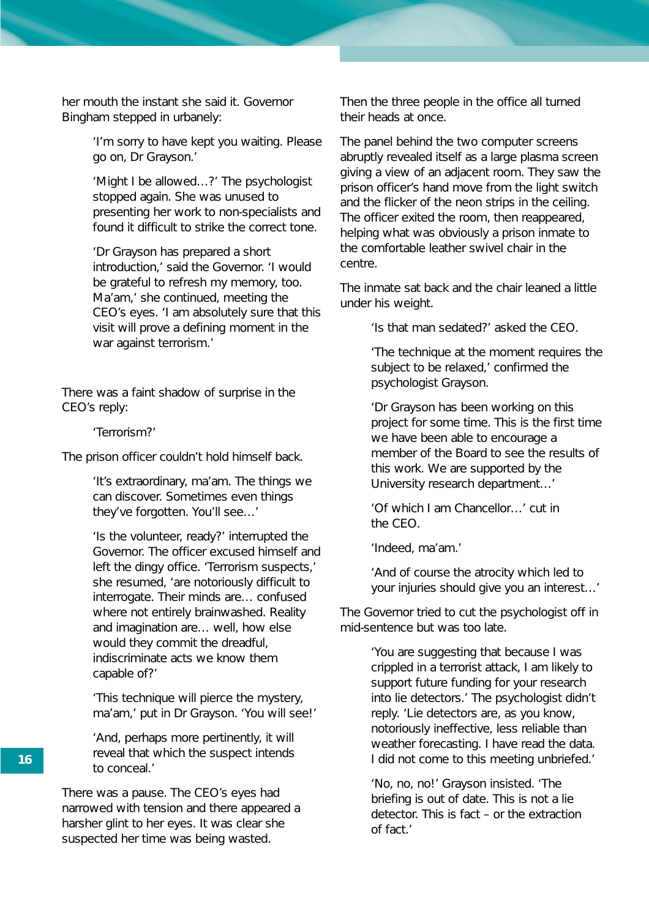her mouth the instant she said it. Governor Bingham stepped in urbanely:

> 'I'm sorry to have kept you waiting. Please go on, Dr Grayson.'
>
> 'Might I be allowed…?' The psychologist stopped again. She was unused to presenting her work to non-specialists and found it difficult to strike the correct tone.
>
> 'Dr Grayson has prepared a short introduction,' said the Governor. 'I would be grateful to refresh my memory, too. Ma'am,' she continued, meeting the CEO's eyes. 'I am absolutely sure that this visit will prove a defining moment in the war against terrorism.'

There was a faint shadow of surprise in the CEO's reply:

> 'Terrorism?'

The prison officer couldn't hold himself back.

> 'It's extraordinary, ma'am. The things we can discover. Sometimes even things they've forgotten. You'll see…'
>
> 'Is the volunteer, ready?' interrupted the Governor. The officer excused himself and left the dingy office. 'Terrorism suspects,' she resumed, 'are notoriously difficult to interrogate. Their minds are… confused where not entirely brainwashed. Reality and imagination are… well, how else would they commit the dreadful, indiscriminate acts we know them capable of?'
>
> 'This technique will pierce the mystery, ma'am,' put in Dr Grayson. 'You will see!'
>
> 'And, perhaps more pertinently, it will reveal that which the suspect intends to conceal.'

There was a pause. The CEO's eyes had narrowed with tension and there appeared a harsher glint to her eyes. It was clear she suspected her time was being wasted.

Then the three people in the office all turned their heads at once.

The panel behind the two computer screens abruptly revealed itself as a large plasma screen giving a view of an adjacent room. They saw the prison officer's hand move from the light switch and the flicker of the neon strips in the ceiling. The officer exited the room, then reappeared, helping what was obviously a prison inmate to the comfortable leather swivel chair in the centre.

The inmate sat back and the chair leaned a little under his weight.

> 'Is that man sedated?' asked the CEO.
>
> 'The technique at the moment requires the subject to be relaxed,' confirmed the psychologist Grayson.
>
> 'Dr Grayson has been working on this project for some time. This is the first time we have been able to encourage a member of the Board to see the results of this work. We are supported by the University research department…'
>
> 'Of which I am Chancellor…' cut in the CEO.
>
> 'Indeed, ma'am.'
>
> 'And of course the atrocity which led to your injuries should give you an interest…'

The Governor tried to cut the psychologist off in mid-sentence but was too late.

> 'You are suggesting that because I was crippled in a terrorist attack, I am likely to support future funding for your research into lie detectors.' The psychologist didn't reply. 'Lie detectors are, as you know, notoriously ineffective, less reliable than weather forecasting. I have read the data. I did not come to this meeting unbriefed.'
>
> 'No, no, no!' Grayson insisted. 'The briefing is out of date. This is not a lie detector. This is fact – or the extraction of fact.'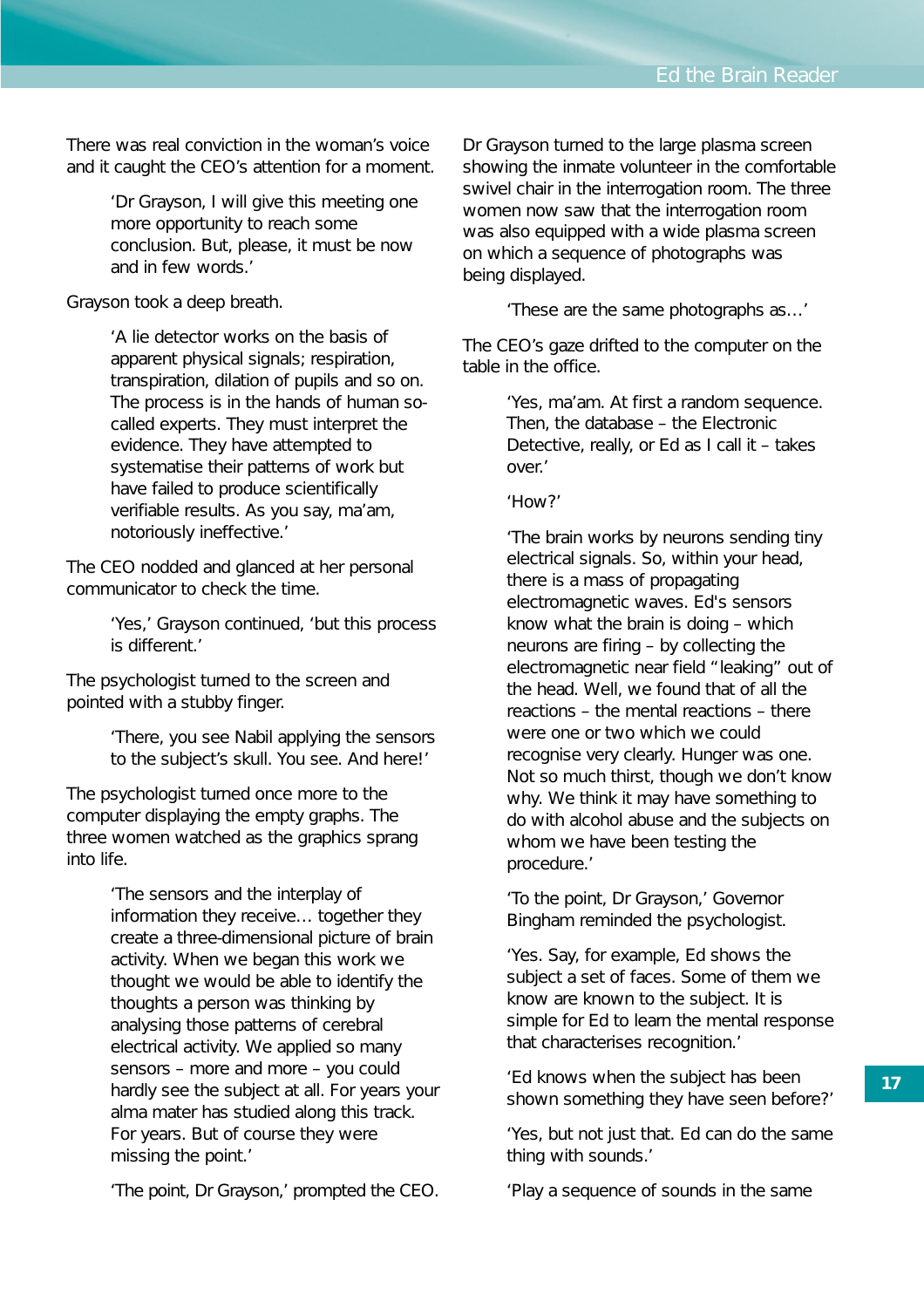There was real conviction in the woman's voice and it caught the CEO's attention for a moment.

> 'Dr Grayson, I will give this meeting one more opportunity to reach some conclusion. But, please, it must be now and in few words.'

Grayson took a deep breath.

> 'A lie detector works on the basis of apparent physical signals; respiration, transpiration, dilation of pupils and so on. The process is in the hands of human so-called experts. They must interpret the evidence. They have attempted to systematise their patterns of work but have failed to produce scientifically verifiable results. As you say, ma'am, notoriously ineffective.'

The CEO nodded and glanced at her personal communicator to check the time.

> 'Yes,' Grayson continued, 'but this process is different.'

The psychologist turned to the screen and pointed with a stubby finger.

> 'There, you see Nabil applying the sensors to the subject's skull. You see. And here!'

The psychologist turned once more to the computer displaying the empty graphs. The three women watched as the graphics sprang into life.

> 'The sensors and the interplay of information they receive… together they create a three-dimensional picture of brain activity. When we began this work we thought we would be able to identify the thoughts a person was thinking by analysing those patterns of cerebral electrical activity. We applied so many sensors – more and more – you could hardly see the subject at all. For years your alma mater has studied along this track. For years. But of course they were missing the point.'

> 'The point, Dr Grayson,' prompted the CEO.

Dr Grayson turned to the large plasma screen showing the inmate volunteer in the comfortable swivel chair in the interrogation room. The three women now saw that the interrogation room was also equipped with a wide plasma screen on which a sequence of photographs was being displayed.

> 'These are the same photographs as…'

The CEO's gaze drifted to the computer on the table in the office.

> 'Yes, ma'am. At first a random sequence. Then, the database – the Electronic Detective, really, or Ed as I call it – takes over.'

> 'How?'

> 'The brain works by neurons sending tiny electrical signals. So, within your head, there is a mass of propagating electromagnetic waves. Ed's sensors know what the brain is doing – which neurons are firing – by collecting the electromagnetic near field "leaking" out of the head. Well, we found that of all the reactions – the mental reactions – there were one or two which we could recognise very clearly. Hunger was one. Not so much thirst, though we don't know why. We think it may have something to do with alcohol abuse and the subjects on whom we have been testing the procedure.'

> 'To the point, Dr Grayson,' Governor Bingham reminded the psychologist.

> 'Yes. Say, for example, Ed shows the subject a set of faces. Some of them we know are known to the subject. It is simple for Ed to learn the mental response that characterises recognition.'

> 'Ed knows when the subject has been shown something they have seen before?'

> 'Yes, but not just that. Ed can do the same thing with sounds.'

> 'Play a sequence of sounds in the same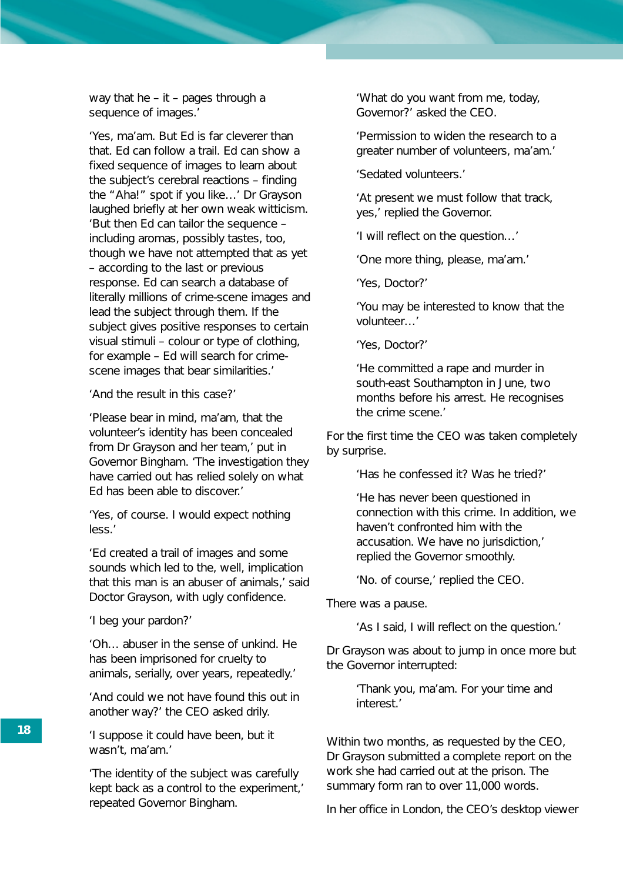way that he – it – pages through a sequence of images.'

'Yes, ma'am. But Ed is far cleverer than that. Ed can follow a trail. Ed can show a fixed sequence of images to learn about the subject's cerebral reactions – finding the "Aha!" spot if you like…' Dr Grayson laughed briefly at her own weak witticism. 'But then Ed can tailor the sequence – including aromas, possibly tastes, too, though we have not attempted that as yet – according to the last or previous response. Ed can search a database of literally millions of crime-scene images and lead the subject through them. If the subject gives positive responses to certain visual stimuli – colour or type of clothing, for example – Ed will search for crime-scene images that bear similarities.'

'And the result in this case?'

'Please bear in mind, ma'am, that the volunteer's identity has been concealed from Dr Grayson and her team,' put in Governor Bingham. 'The investigation they have carried out has relied solely on what Ed has been able to discover.'

'Yes, of course. I would expect nothing less.'

'Ed created a trail of images and some sounds which led to the, well, implication that this man is an abuser of animals,' said Doctor Grayson, with ugly confidence.

'I beg your pardon?'

'Oh… abuser in the sense of unkind. He has been imprisoned for cruelty to animals, serially, over years, repeatedly.'

'And could we not have found this out in another way?' the CEO asked drily.

'I suppose it could have been, but it wasn't, ma'am.'

'The identity of the subject was carefully kept back as a control to the experiment,' repeated Governor Bingham.

'What do you want from me, today, Governor?' asked the CEO.

'Permission to widen the research to a greater number of volunteers, ma'am.'

'Sedated volunteers.'

'At present we must follow that track, yes,' replied the Governor.

'I will reflect on the question…'

'One more thing, please, ma'am.'

'Yes, Doctor?'

'You may be interested to know that the volunteer…'

'Yes, Doctor?'

'He committed a rape and murder in south-east Southampton in June, two months before his arrest. He recognises the crime scene.'

For the first time the CEO was taken completely by surprise.

'Has he confessed it? Was he tried?'

'He has never been questioned in connection with this crime. In addition, we haven't confronted him with the accusation. We have no jurisdiction,' replied the Governor smoothly.

'No. of course,' replied the CEO.

There was a pause.

'As I said, I will reflect on the question.'

Dr Grayson was about to jump in once more but the Governor interrupted:

'Thank you, ma'am. For your time and interest.'

Within two months, as requested by the CEO, Dr Grayson submitted a complete report on the work she had carried out at the prison. The summary form ran to over 11,000 words.

In her office in London, the CEO's desktop viewer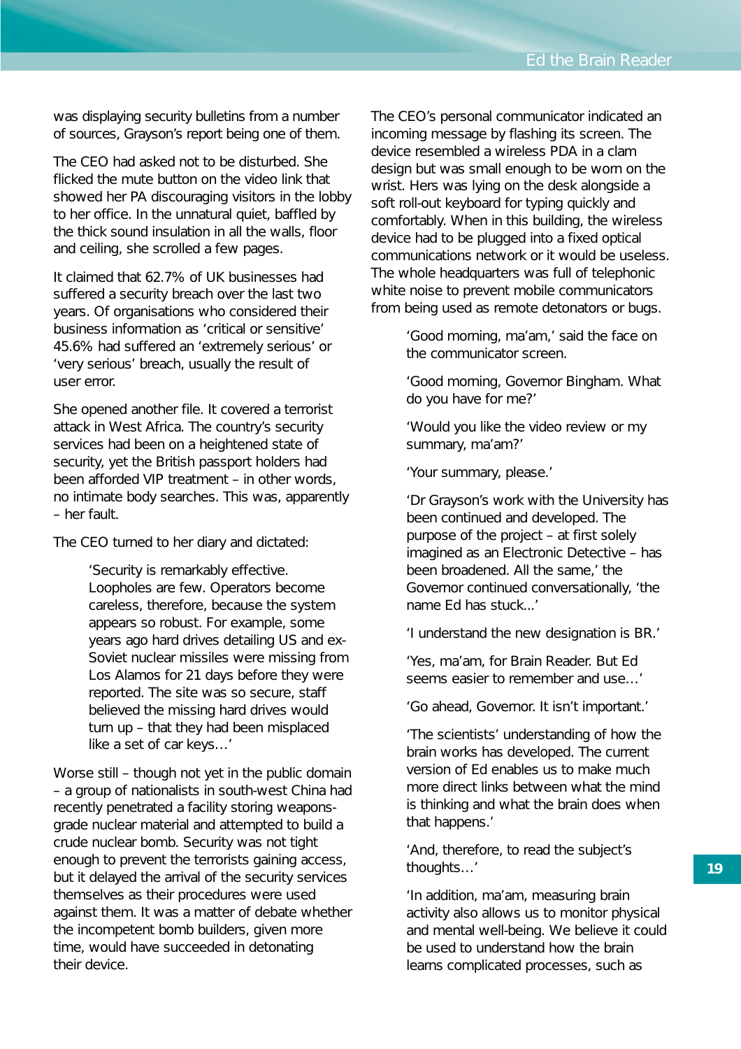was displaying security bulletins from a number of sources, Grayson's report being one of them.

The CEO had asked not to be disturbed. She flicked the mute button on the video link that showed her PA discouraging visitors in the lobby to her office. In the unnatural quiet, baffled by the thick sound insulation in all the walls, floor and ceiling, she scrolled a few pages.

It claimed that 62.7% of UK businesses had suffered a security breach over the last two years. Of organisations who considered their business information as 'critical or sensitive' 45.6% had suffered an 'extremely serious' or 'very serious' breach, usually the result of user error.

She opened another file. It covered a terrorist attack in West Africa. The country's security services had been on a heightened state of security, yet the British passport holders had been afforded VIP treatment – in other words, no intimate body searches. This was, apparently – her fault.

The CEO turned to her diary and dictated:

> 'Security is remarkably effective. Loopholes are few. Operators become careless, therefore, because the system appears so robust. For example, some years ago hard drives detailing US and ex-Soviet nuclear missiles were missing from Los Alamos for 21 days before they were reported. The site was so secure, staff believed the missing hard drives would turn up – that they had been misplaced like a set of car keys…'

Worse still – though not yet in the public domain – a group of nationalists in south-west China had recently penetrated a facility storing weapons-grade nuclear material and attempted to build a crude nuclear bomb. Security was not tight enough to prevent the terrorists gaining access, but it delayed the arrival of the security services themselves as their procedures were used against them. It was a matter of debate whether the incompetent bomb builders, given more time, would have succeeded in detonating their device.

The CEO's personal communicator indicated an incoming message by flashing its screen. The device resembled a wireless PDA in a clam design but was small enough to be worn on the wrist. Hers was lying on the desk alongside a soft roll-out keyboard for typing quickly and comfortably. When in this building, the wireless device had to be plugged into a fixed optical communications network or it would be useless. The whole headquarters was full of telephonic white noise to prevent mobile communicators from being used as remote detonators or bugs.

> 'Good morning, ma'am,' said the face on the communicator screen.
>
> 'Good morning, Governor Bingham. What do you have for me?'
>
> 'Would you like the video review or my summary, ma'am?'
>
> 'Your summary, please.'
>
> 'Dr Grayson's work with the University has been continued and developed. The purpose of the project – at first solely imagined as an Electronic Detective – has been broadened. All the same,' the Governor continued conversationally, 'the name Ed has stuck...'
>
> 'I understand the new designation is BR.'
>
> 'Yes, ma'am, for Brain Reader. But Ed seems easier to remember and use…'
>
> 'Go ahead, Governor. It isn't important.'
>
> 'The scientists' understanding of how the brain works has developed. The current version of Ed enables us to make much more direct links between what the mind is thinking and what the brain does when that happens.'
>
> 'And, therefore, to read the subject's thoughts…'
>
> 'In addition, ma'am, measuring brain activity also allows us to monitor physical and mental well-being. We believe it could be used to understand how the brain learns complicated processes, such as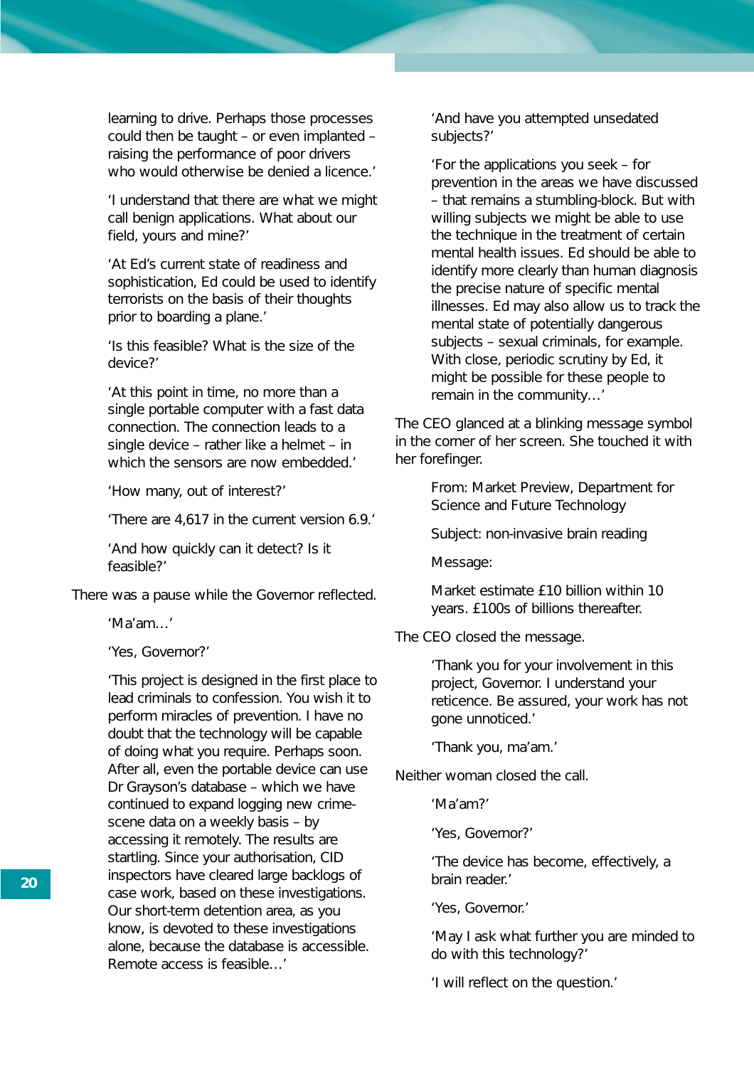learning to drive. Perhaps those processes could then be taught – or even implanted – raising the performance of poor drivers who would otherwise be denied a licence.'

'I understand that there are what we might call benign applications. What about our field, yours and mine?'

'At Ed's current state of readiness and sophistication, Ed could be used to identify terrorists on the basis of their thoughts prior to boarding a plane.'

'Is this feasible? What is the size of the device?'

'At this point in time, no more than a single portable computer with a fast data connection. The connection leads to a single device – rather like a helmet – in which the sensors are now embedded.'

'How many, out of interest?'

'There are 4,617 in the current version 6.9.'

'And how quickly can it detect? Is it feasible?'

There was a pause while the Governor reflected.

'Ma'am...'

'Yes, Governor?'

'This project is designed in the first place to lead criminals to confession. You wish it to perform miracles of prevention. I have no doubt that the technology will be capable of doing what you require. Perhaps soon. After all, even the portable device can use Dr Grayson's database – which we have continued to expand logging new crime-scene data on a weekly basis – by accessing it remotely. The results are startling. Since your authorisation, CID inspectors have cleared large backlogs of case work, based on these investigations. Our short-term detention area, as you know, is devoted to these investigations alone, because the database is accessible. Remote access is feasible...'

'And have you attempted unsedated subjects?'

'For the applications you seek – for prevention in the areas we have discussed – that remains a stumbling-block. But with willing subjects we might be able to use the technique in the treatment of certain mental health issues. Ed should be able to identify more clearly than human diagnosis the precise nature of specific mental illnesses. Ed may also allow us to track the mental state of potentially dangerous subjects – sexual criminals, for example. With close, periodic scrutiny by Ed, it might be possible for these people to remain in the community...'

The CEO glanced at a blinking message symbol in the corner of her screen. She touched it with her forefinger.

From: Market Preview, Department for Science and Future Technology

Subject: non-invasive brain reading

Message:

Market estimate £10 billion within 10 years. £100s of billions thereafter.

The CEO closed the message.

'Thank you for your involvement in this project, Governor. I understand your reticence. Be assured, your work has not gone unnoticed.'

'Thank you, ma'am.'

Neither woman closed the call.

'Ma'am?'

'Yes, Governor?'

'The device has become, effectively, a brain reader.'

'Yes, Governor.'

'May I ask what further you are minded to do with this technology?'

'I will reflect on the question.'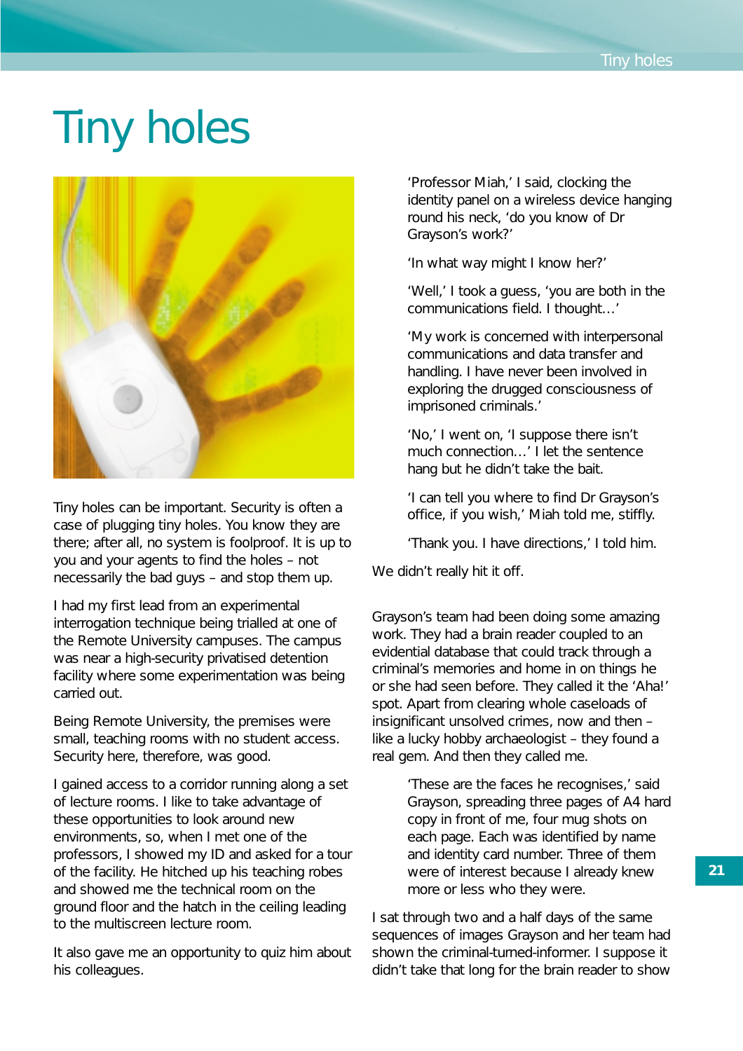# Tiny holes

Tiny holes can be important. Security is often a case of plugging tiny holes. You know they are there; after all, no system is foolproof. It is up to you and your agents to find the holes – not necessarily the bad guys – and stop them up.

I had my first lead from an experimental interrogation technique being trialled at one of the Remote University campuses. The campus was near a high-security privatised detention facility where some experimentation was being carried out.

Being Remote University, the premises were small, teaching rooms with no student access. Security here, therefore, was good.

I gained access to a corridor running along a set of lecture rooms. I like to take advantage of these opportunities to look around new environments, so, when I met one of the professors, I showed my ID and asked for a tour of the facility. He hitched up his teaching robes and showed me the technical room on the ground floor and the hatch in the ceiling leading to the multiscreen lecture room.

It also gave me an opportunity to quiz him about his colleagues.

> 'Professor Miah,' I said, clocking the identity panel on a wireless device hanging round his neck, 'do you know of Dr Grayson's work?'
>
> 'In what way might I know her?'
>
> 'Well,' I took a guess, 'you are both in the communications field. I thought…'
>
> 'My work is concerned with interpersonal communications and data transfer and handling. I have never been involved in exploring the drugged consciousness of imprisoned criminals.'
>
> 'No,' I went on, 'I suppose there isn't much connection…' I let the sentence hang but he didn't take the bait.
>
> 'I can tell you where to find Dr Grayson's office, if you wish,' Miah told me, stiffly.
>
> 'Thank you. I have directions,' I told him.

We didn't really hit it off.

Grayson's team had been doing some amazing work. They had a brain reader coupled to an evidential database that could track through a criminal's memories and home in on things he or she had seen before. They called it the 'Aha!' spot. Apart from clearing whole caseloads of insignificant unsolved crimes, now and then – like a lucky hobby archaeologist – they found a real gem. And then they called me.

> 'These are the faces he recognises,' said Grayson, spreading three pages of A4 hard copy in front of me, four mug shots on each page. Each was identified by name and identity card number. Three of them were of interest because I already knew more or less who they were.

I sat through two and a half days of the same sequences of images Grayson and her team had shown the criminal-turned-informer. I suppose it didn't take that long for the brain reader to show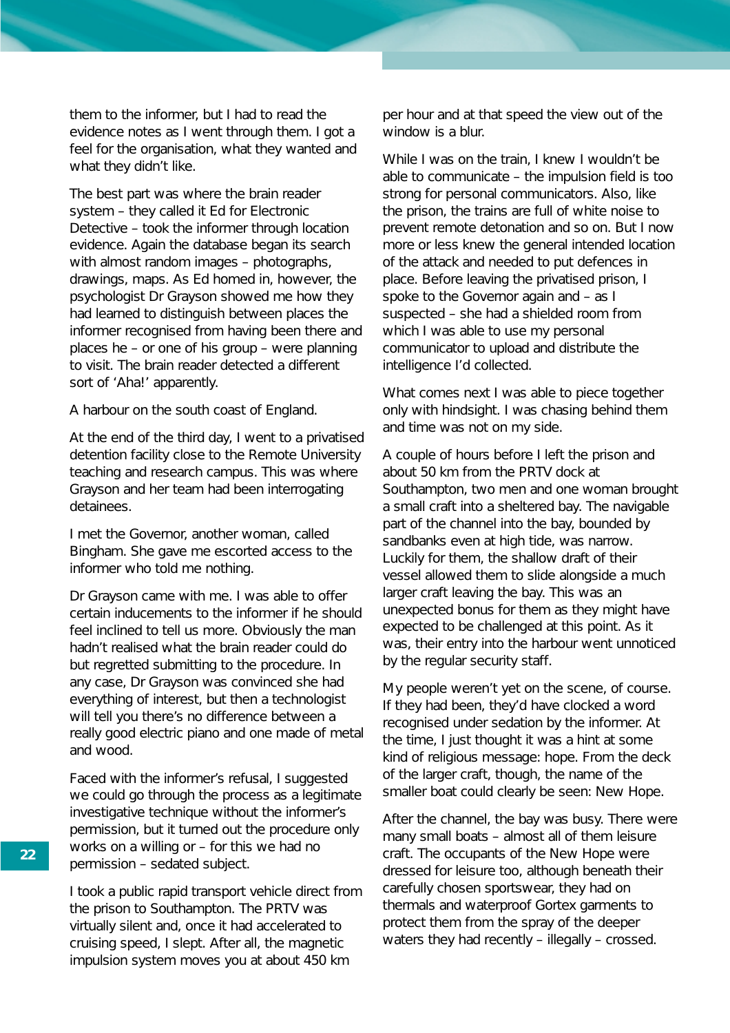them to the informer, but I had to read the evidence notes as I went through them. I got a feel for the organisation, what they wanted and what they didn't like.

The best part was where the brain reader system – they called it Ed for Electronic Detective – took the informer through location evidence. Again the database began its search with almost random images – photographs, drawings, maps. As Ed homed in, however, the psychologist Dr Grayson showed me how they had learned to distinguish between places the informer recognised from having been there and places he – or one of his group – were planning to visit. The brain reader detected a different sort of 'Aha!' apparently.

A harbour on the south coast of England.

At the end of the third day, I went to a privatised detention facility close to the Remote University teaching and research campus. This was where Grayson and her team had been interrogating detainees.

I met the Governor, another woman, called Bingham. She gave me escorted access to the informer who told me nothing.

Dr Grayson came with me. I was able to offer certain inducements to the informer if he should feel inclined to tell us more. Obviously the man hadn't realised what the brain reader could do but regretted submitting to the procedure. In any case, Dr Grayson was convinced she had everything of interest, but then a technologist will tell you there's no difference between a really good electric piano and one made of metal and wood.

Faced with the informer's refusal, I suggested we could go through the process as a legitimate investigative technique without the informer's permission, but it turned out the procedure only works on a willing or – for this we had no permission – sedated subject.

I took a public rapid transport vehicle direct from the prison to Southampton. The PRTV was virtually silent and, once it had accelerated to cruising speed, I slept. After all, the magnetic impulsion system moves you at about 450 km per hour and at that speed the view out of the window is a blur.

While I was on the train, I knew I wouldn't be able to communicate – the impulsion field is too strong for personal communicators. Also, like the prison, the trains are full of white noise to prevent remote detonation and so on. But I now more or less knew the general intended location of the attack and needed to put defences in place. Before leaving the privatised prison, I spoke to the Governor again and – as I suspected – she had a shielded room from which I was able to use my personal communicator to upload and distribute the intelligence I'd collected.

What comes next I was able to piece together only with hindsight. I was chasing behind them and time was not on my side.

A couple of hours before I left the prison and about 50 km from the PRTV dock at Southampton, two men and one woman brought a small craft into a sheltered bay. The navigable part of the channel into the bay, bounded by sandbanks even at high tide, was narrow. Luckily for them, the shallow draft of their vessel allowed them to slide alongside a much larger craft leaving the bay. This was an unexpected bonus for them as they might have expected to be challenged at this point. As it was, their entry into the harbour went unnoticed by the regular security staff.

My people weren't yet on the scene, of course. If they had been, they'd have clocked a word recognised under sedation by the informer. At the time, I just thought it was a hint at some kind of religious message: hope. From the deck of the larger craft, though, the name of the smaller boat could clearly be seen: New Hope.

After the channel, the bay was busy. There were many small boats – almost all of them leisure craft. The occupants of the New Hope were dressed for leisure too, although beneath their carefully chosen sportswear, they had on thermals and waterproof Gortex garments to protect them from the spray of the deeper waters they had recently – illegally – crossed.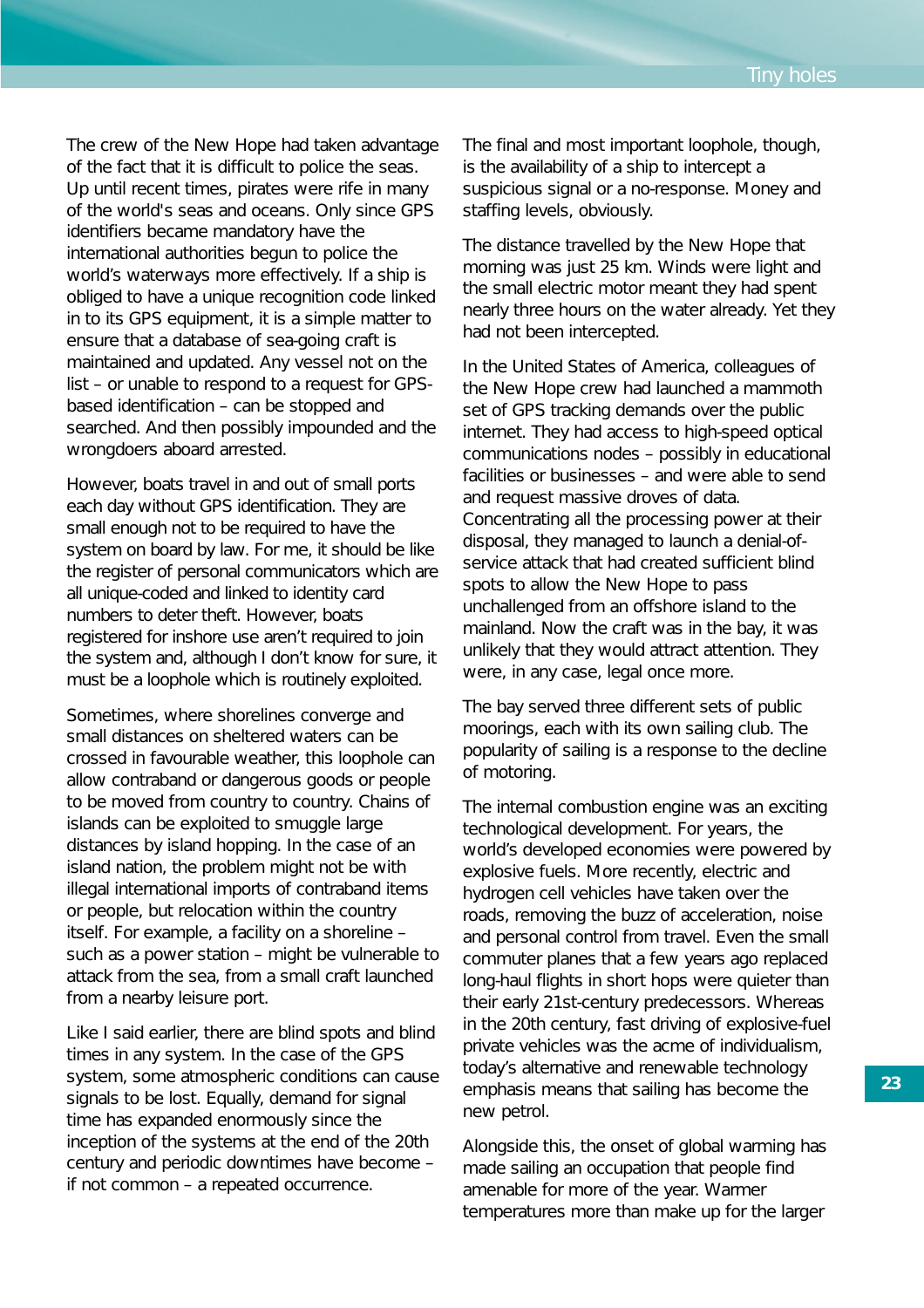The crew of the New Hope had taken advantage of the fact that it is difficult to police the seas. Up until recent times, pirates were rife in many of the world's seas and oceans. Only since GPS identifiers became mandatory have the international authorities begun to police the world's waterways more effectively. If a ship is obliged to have a unique recognition code linked in to its GPS equipment, it is a simple matter to ensure that a database of sea-going craft is maintained and updated. Any vessel not on the list – or unable to respond to a request for GPS-based identification – can be stopped and searched. And then possibly impounded and the wrongdoers aboard arrested.

However, boats travel in and out of small ports each day without GPS identification. They are small enough not to be required to have the system on board by law. For me, it should be like the register of personal communicators which are all unique-coded and linked to identity card numbers to deter theft. However, boats registered for inshore use aren't required to join the system and, although I don't know for sure, it must be a loophole which is routinely exploited.

Sometimes, where shorelines converge and small distances on sheltered waters can be crossed in favourable weather, this loophole can allow contraband or dangerous goods or people to be moved from country to country. Chains of islands can be exploited to smuggle large distances by island hopping. In the case of an island nation, the problem might not be with illegal international imports of contraband items or people, but relocation within the country itself. For example, a facility on a shoreline – such as a power station – might be vulnerable to attack from the sea, from a small craft launched from a nearby leisure port.

Like I said earlier, there are blind spots and blind times in any system. In the case of the GPS system, some atmospheric conditions can cause signals to be lost. Equally, demand for signal time has expanded enormously since the inception of the systems at the end of the 20th century and periodic downtimes have become – if not common – a repeated occurrence.

The final and most important loophole, though, is the availability of a ship to intercept a suspicious signal or a no-response. Money and staffing levels, obviously.

The distance travelled by the New Hope that morning was just 25 km. Winds were light and the small electric motor meant they had spent nearly three hours on the water already. Yet they had not been intercepted.

In the United States of America, colleagues of the New Hope crew had launched a mammoth set of GPS tracking demands over the public internet. They had access to high-speed optical communications nodes – possibly in educational facilities or businesses – and were able to send and request massive droves of data. Concentrating all the processing power at their disposal, they managed to launch a denial-of-service attack that had created sufficient blind spots to allow the New Hope to pass unchallenged from an offshore island to the mainland. Now the craft was in the bay, it was unlikely that they would attract attention. They were, in any case, legal once more.

The bay served three different sets of public moorings, each with its own sailing club. The popularity of sailing is a response to the decline of motoring.

The internal combustion engine was an exciting technological development. For years, the world's developed economies were powered by explosive fuels. More recently, electric and hydrogen cell vehicles have taken over the roads, removing the buzz of acceleration, noise and personal control from travel. Even the small commuter planes that a few years ago replaced long-haul flights in short hops were quieter than their early 21st-century predecessors. Whereas in the 20th century, fast driving of explosive-fuel private vehicles was the acme of individualism, today's alternative and renewable technology emphasis means that sailing has become the new petrol.

Alongside this, the onset of global warming has made sailing an occupation that people find amenable for more of the year. Warmer temperatures more than make up for the larger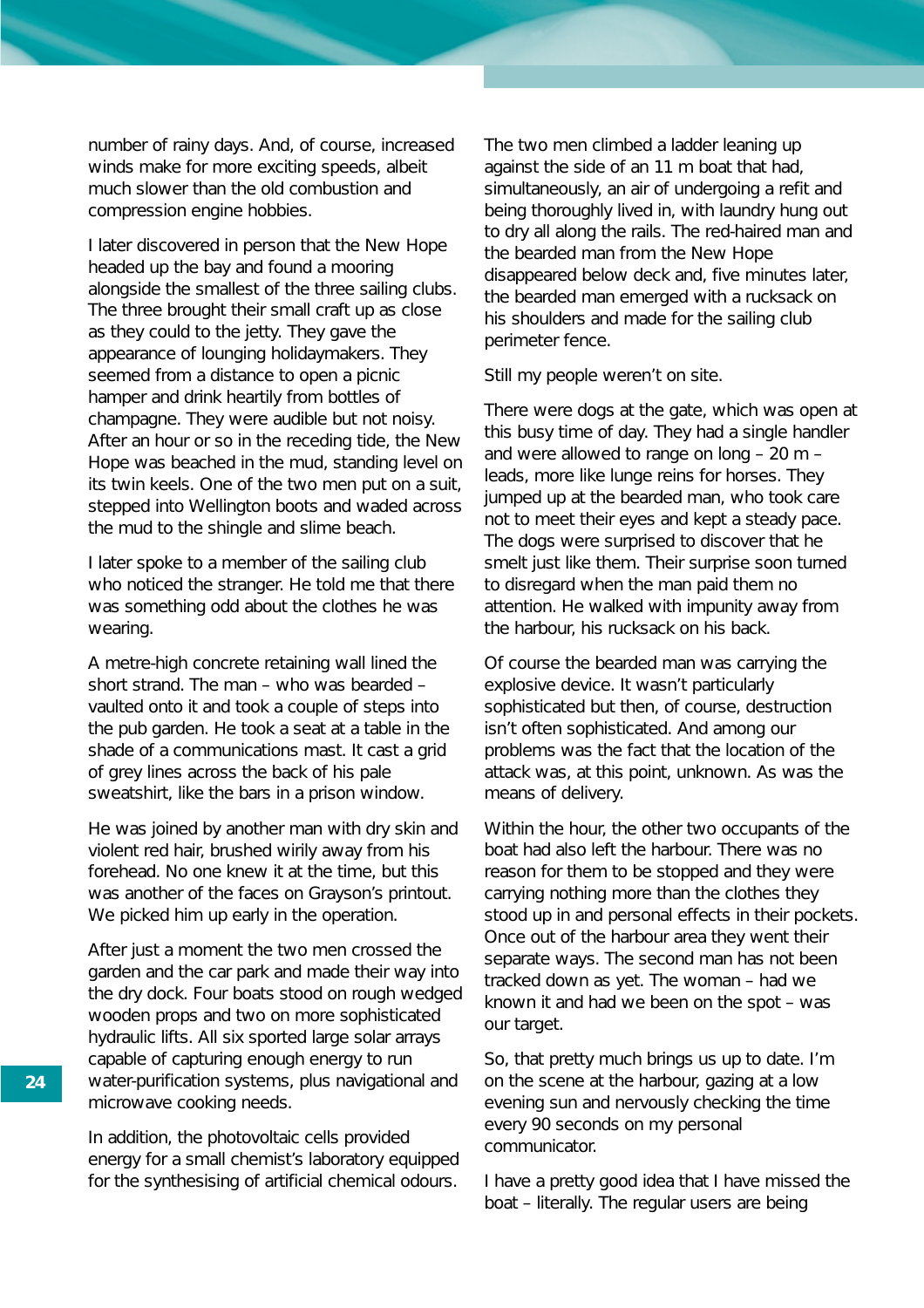number of rainy days. And, of course, increased winds make for more exciting speeds, albeit much slower than the old combustion and compression engine hobbies.

I later discovered in person that the New Hope headed up the bay and found a mooring alongside the smallest of the three sailing clubs. The three brought their small craft up as close as they could to the jetty. They gave the appearance of lounging holidaymakers. They seemed from a distance to open a picnic hamper and drink heartily from bottles of champagne. They were audible but not noisy. After an hour or so in the receding tide, the New Hope was beached in the mud, standing level on its twin keels. One of the two men put on a suit, stepped into Wellington boots and waded across the mud to the shingle and slime beach.

I later spoke to a member of the sailing club who noticed the stranger. He told me that there was something odd about the clothes he was wearing.

A metre-high concrete retaining wall lined the short strand. The man – who was bearded – vaulted onto it and took a couple of steps into the pub garden. He took a seat at a table in the shade of a communications mast. It cast a grid of grey lines across the back of his pale sweatshirt, like the bars in a prison window.

He was joined by another man with dry skin and violent red hair, brushed wirily away from his forehead. No one knew it at the time, but this was another of the faces on Grayson's printout. We picked him up early in the operation.

After just a moment the two men crossed the garden and the car park and made their way into the dry dock. Four boats stood on rough wedged wooden props and two on more sophisticated hydraulic lifts. All six sported large solar arrays capable of capturing enough energy to run water-purification systems, plus navigational and microwave cooking needs.

In addition, the photovoltaic cells provided energy for a small chemist's laboratory equipped for the synthesising of artificial chemical odours.

The two men climbed a ladder leaning up against the side of an 11 m boat that had, simultaneously, an air of undergoing a refit and being thoroughly lived in, with laundry hung out to dry all along the rails. The red-haired man and the bearded man from the New Hope disappeared below deck and, five minutes later, the bearded man emerged with a rucksack on his shoulders and made for the sailing club perimeter fence.

Still my people weren't on site.

There were dogs at the gate, which was open at this busy time of day. They had a single handler and were allowed to range on long – 20 m – leads, more like lunge reins for horses. They jumped up at the bearded man, who took care not to meet their eyes and kept a steady pace. The dogs were surprised to discover that he smelt just like them. Their surprise soon turned to disregard when the man paid them no attention. He walked with impunity away from the harbour, his rucksack on his back.

Of course the bearded man was carrying the explosive device. It wasn't particularly sophisticated but then, of course, destruction isn't often sophisticated. And among our problems was the fact that the location of the attack was, at this point, unknown. As was the means of delivery.

Within the hour, the other two occupants of the boat had also left the harbour. There was no reason for them to be stopped and they were carrying nothing more than the clothes they stood up in and personal effects in their pockets. Once out of the harbour area they went their separate ways. The second man has not been tracked down as yet. The woman – had we known it and had we been on the spot – was our target.

So, that pretty much brings us up to date. I'm on the scene at the harbour, gazing at a low evening sun and nervously checking the time every 90 seconds on my personal communicator.

I have a pretty good idea that I have missed the boat – literally. The regular users are being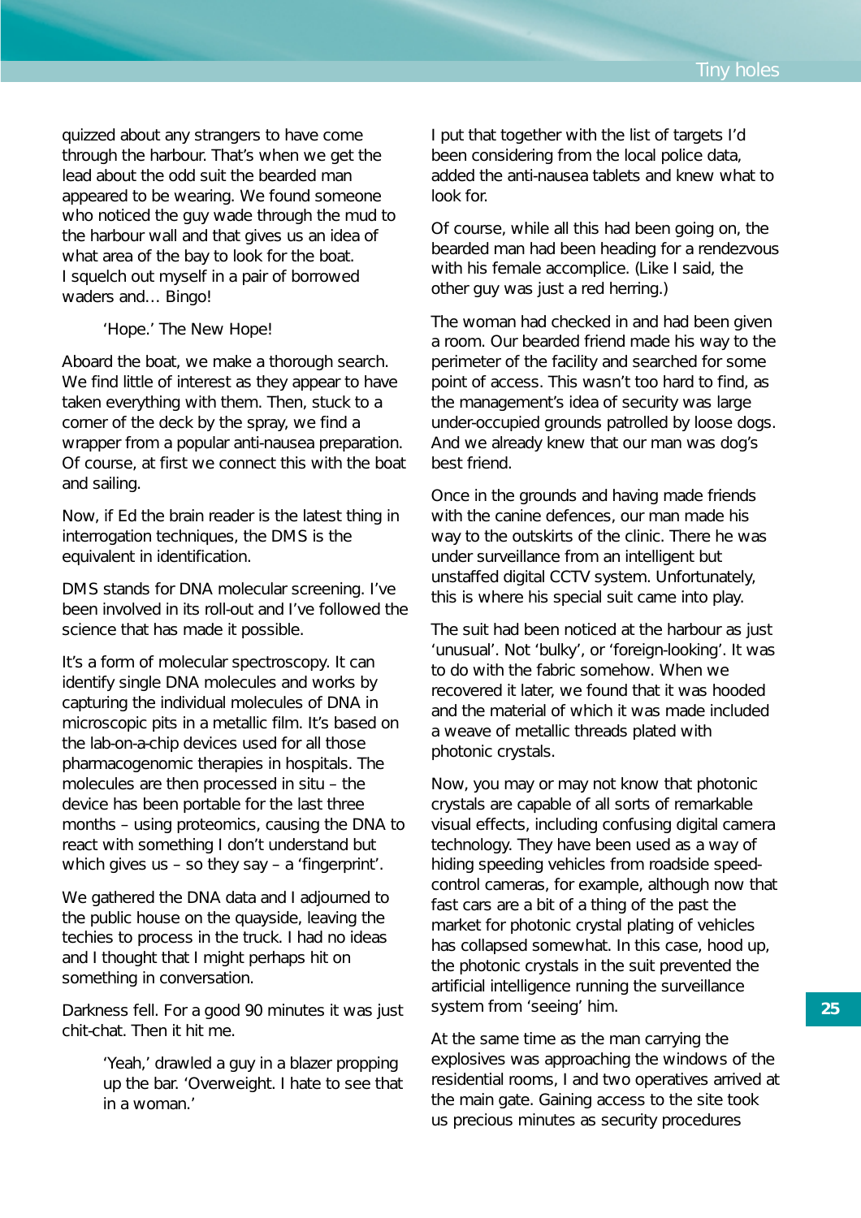quizzed about any strangers to have come through the harbour. That's when we get the lead about the odd suit the bearded man appeared to be wearing. We found someone who noticed the guy wade through the mud to the harbour wall and that gives us an idea of what area of the bay to look for the boat. I squelch out myself in a pair of borrowed waders and… Bingo!

> 'Hope.' The New Hope!

Aboard the boat, we make a thorough search. We find little of interest as they appear to have taken everything with them. Then, stuck to a corner of the deck by the spray, we find a wrapper from a popular anti-nausea preparation. Of course, at first we connect this with the boat and sailing.

Now, if Ed the brain reader is the latest thing in interrogation techniques, the DMS is the equivalent in identification.

DMS stands for DNA molecular screening. I've been involved in its roll-out and I've followed the science that has made it possible.

It's a form of molecular spectroscopy. It can identify single DNA molecules and works by capturing the individual molecules of DNA in microscopic pits in a metallic film. It's based on the lab-on-a-chip devices used for all those pharmacogenomic therapies in hospitals. The molecules are then processed in situ – the device has been portable for the last three months – using proteomics, causing the DNA to react with something I don't understand but which gives us – so they say – a 'fingerprint'.

We gathered the DNA data and I adjourned to the public house on the quayside, leaving the techies to process in the truck. I had no ideas and I thought that I might perhaps hit on something in conversation.

Darkness fell. For a good 90 minutes it was just chit-chat. Then it hit me.

> 'Yeah,' drawled a guy in a blazer propping up the bar. 'Overweight. I hate to see that in a woman.'

I put that together with the list of targets I'd been considering from the local police data, added the anti-nausea tablets and knew what to look for.

Of course, while all this had been going on, the bearded man had been heading for a rendezvous with his female accomplice. (Like I said, the other guy was just a red herring.)

The woman had checked in and had been given a room. Our bearded friend made his way to the perimeter of the facility and searched for some point of access. This wasn't too hard to find, as the management's idea of security was large under-occupied grounds patrolled by loose dogs. And we already knew that our man was dog's best friend.

Once in the grounds and having made friends with the canine defences, our man made his way to the outskirts of the clinic. There he was under surveillance from an intelligent but unstaffed digital CCTV system. Unfortunately, this is where his special suit came into play.

The suit had been noticed at the harbour as just 'unusual'. Not 'bulky', or 'foreign-looking'. It was to do with the fabric somehow. When we recovered it later, we found that it was hooded and the material of which it was made included a weave of metallic threads plated with photonic crystals.

Now, you may or may not know that photonic crystals are capable of all sorts of remarkable visual effects, including confusing digital camera technology. They have been used as a way of hiding speeding vehicles from roadside speed-control cameras, for example, although now that fast cars are a bit of a thing of the past the market for photonic crystal plating of vehicles has collapsed somewhat. In this case, hood up, the photonic crystals in the suit prevented the artificial intelligence running the surveillance system from 'seeing' him.

At the same time as the man carrying the explosives was approaching the windows of the residential rooms, I and two operatives arrived at the main gate. Gaining access to the site took us precious minutes as security procedures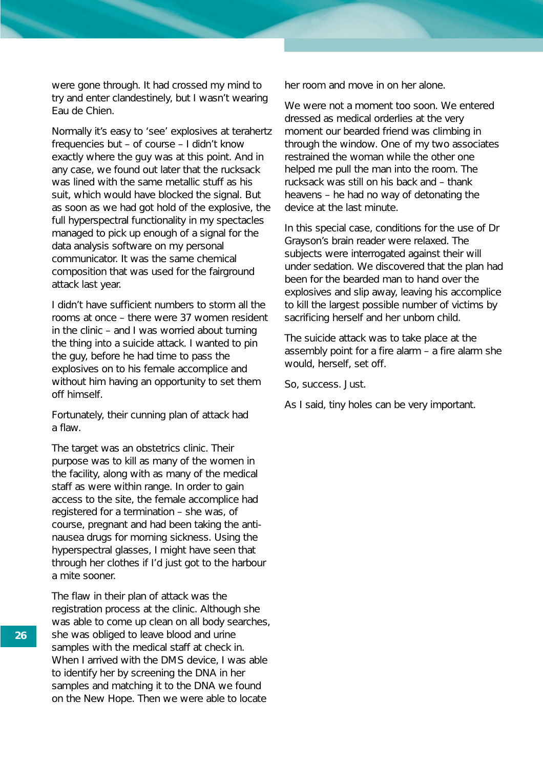were gone through. It had crossed my mind to try and enter clandestinely, but I wasn't wearing Eau de Chien.

Normally it's easy to 'see' explosives at terahertz frequencies but – of course – I didn't know exactly where the guy was at this point. And in any case, we found out later that the rucksack was lined with the same metallic stuff as his suit, which would have blocked the signal. But as soon as we had got hold of the explosive, the full hyperspectral functionality in my spectacles managed to pick up enough of a signal for the data analysis software on my personal communicator. It was the same chemical composition that was used for the fairground attack last year.

I didn't have sufficient numbers to storm all the rooms at once – there were 37 women resident in the clinic – and I was worried about turning the thing into a suicide attack. I wanted to pin the guy, before he had time to pass the explosives on to his female accomplice and without him having an opportunity to set them off himself.

Fortunately, their cunning plan of attack had a flaw.

The target was an obstetrics clinic. Their purpose was to kill as many of the women in the facility, along with as many of the medical staff as were within range. In order to gain access to the site, the female accomplice had registered for a termination – she was, of course, pregnant and had been taking the anti-nausea drugs for morning sickness. Using the hyperspectral glasses, I might have seen that through her clothes if I'd just got to the harbour a mite sooner.

The flaw in their plan of attack was the registration process at the clinic. Although she was able to come up clean on all body searches, she was obliged to leave blood and urine samples with the medical staff at check in. When I arrived with the DMS device, I was able to identify her by screening the DNA in her samples and matching it to the DNA we found on the New Hope. Then we were able to locate her room and move in on her alone.

We were not a moment too soon. We entered dressed as medical orderlies at the very moment our bearded friend was climbing in through the window. One of my two associates restrained the woman while the other one helped me pull the man into the room. The rucksack was still on his back and – thank heavens – he had no way of detonating the device at the last minute.

In this special case, conditions for the use of Dr Grayson's brain reader were relaxed. The subjects were interrogated against their will under sedation. We discovered that the plan had been for the bearded man to hand over the explosives and slip away, leaving his accomplice to kill the largest possible number of victims by sacrificing herself and her unborn child.

The suicide attack was to take place at the assembly point for a fire alarm – a fire alarm she would, herself, set off.

So, success. Just.

As I said, tiny holes can be very important.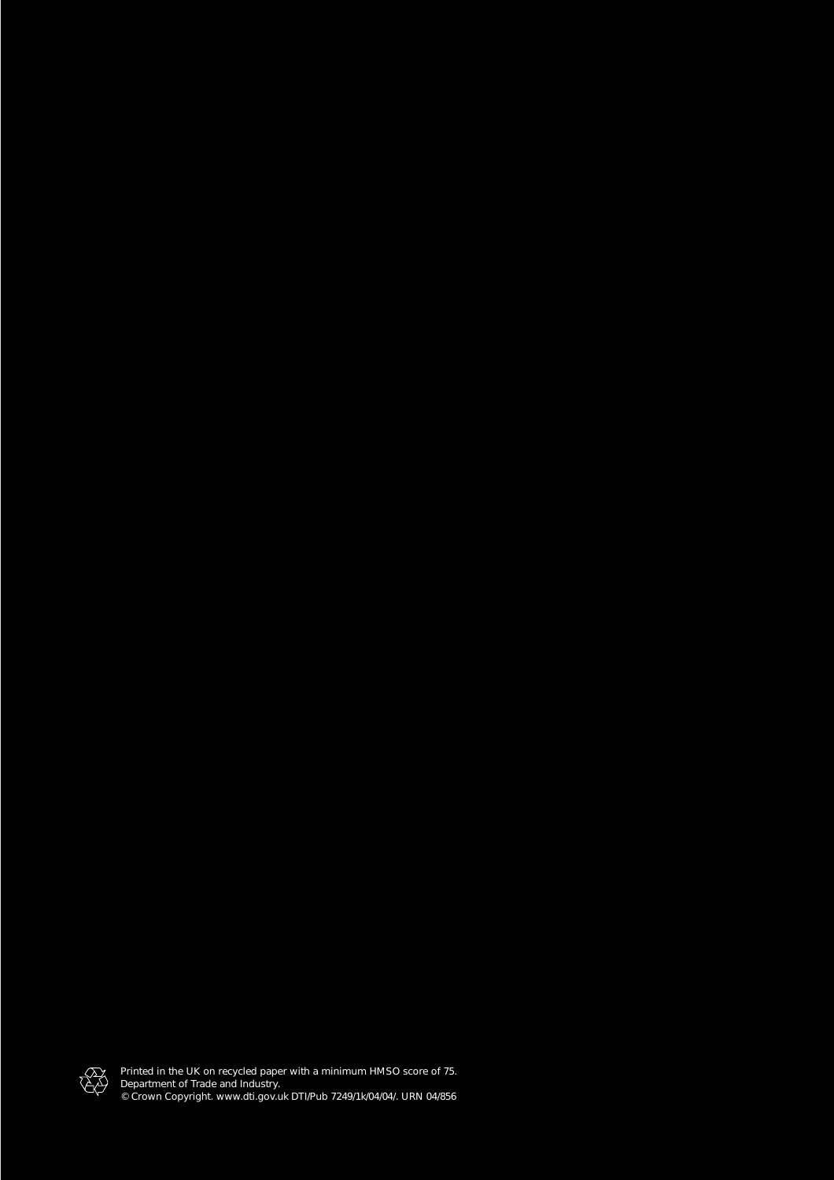Printed in the UK on recycled paper with a minimum HMSO score of 75.
Department of Trade and Industry.
© Crown Copyright. www.dti.gov.uk DTI/Pub 7249/1k/04/04/. URN 04/856